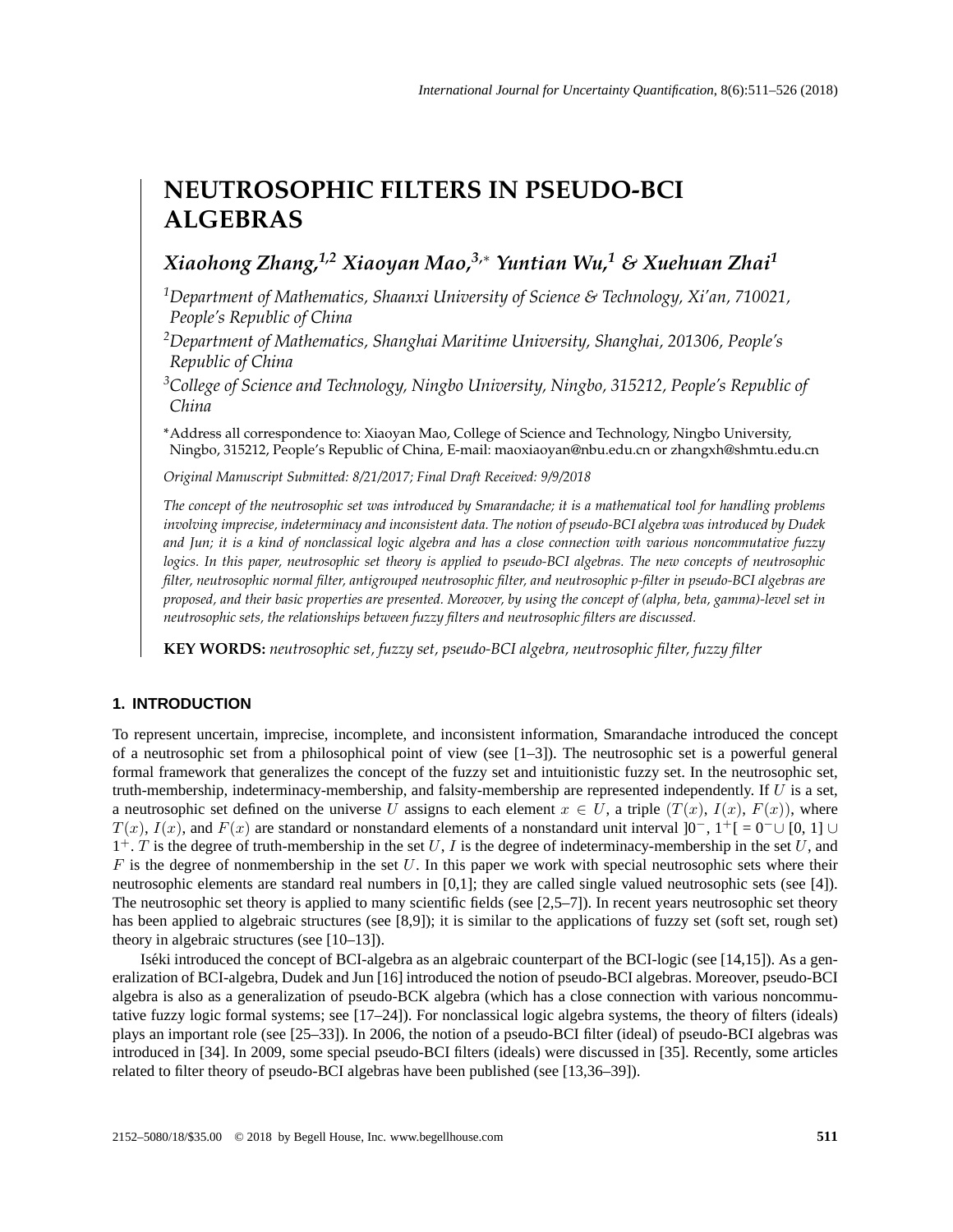# NEUTROSOPHIC FILTERS IN PSEUDO-BCI ALGEBRAS

***Xiaohong Zhang,[1,2] Xiaoyan Mao,[3,*] Yuntian Wu,[1] & Xuehuan Zhai[1]***

[1]*Department of Mathematics, Shaanxi University of Science & Technology, Xi'an, 710021, People's Republic of China*

[2]*Department of Mathematics, Shanghai Maritime University, Shanghai, 201306, People's Republic of China*

[3]*College of Science and Technology, Ningbo University, Ningbo, 315212, People's Republic of China*

*Address all correspondence to: Xiaoyan Mao, College of Science and Technology, Ningbo University, Ningbo, 315212, People's Republic of China, E-mail: maoxiaoyan@nbu.edu.cn or zhangxh@shmtu.edu.cn

*Original Manuscript Submitted: 8/21/2017; Final Draft Received: 9/9/2018*

*The concept of the neutrosophic set was introduced by Smarandache; it is a mathematical tool for handling problems involving imprecise, indeterminacy and inconsistent data. The notion of pseudo-BCI algebra was introduced by Dudek and Jun; it is a kind of nonclassical logic algebra and has a close connection with various noncommutative fuzzy logics. In this paper, neutrosophic set theory is applied to pseudo-BCI algebras. The new concepts of neutrosophic filter, neutrosophic normal filter, antigrouped neutrosophic filter, and neutrosophic p-filter in pseudo-BCI algebras are proposed, and their basic properties are presented. Moreover, by using the concept of (alpha, beta, gamma)-level set in neutrosophic sets, the relationships between fuzzy filters and neutrosophic filters are discussed.*

**KEY WORDS:** *neutrosophic set, fuzzy set, pseudo-BCI algebra, neutrosophic filter, fuzzy filter*

## 1. INTRODUCTION

To represent uncertain, imprecise, incomplete, and inconsistent information, Smarandache introduced the concept of a neutrosophic set from a philosophical point of view (see [1–3]). The neutrosophic set is a powerful general formal framework that generalizes the concept of the fuzzy set and intuitionistic fuzzy set. In the neutrosophic set, truth-membership, indeterminacy-membership, and falsity-membership are represented independently. If $U$ is a set, a neutrosophic set defined on the universe $U$ assigns to each element $x \in U$, a triple $(T(x), I(x), F(x))$, where $T(x)$, $I(x)$, and $F(x)$ are standard or nonstandard elements of a nonstandard unit interval $]0^{-}, 1^{+}[ = 0^{-} \cup [0, 1] \cup 1^{+}$. $T$ is the degree of truth-membership in the set $U$, $I$ is the degree of indeterminacy-membership in the set $U$, and $F$ is the degree of nonmembership in the set $U$. In this paper we work with special neutrosophic sets where their neutrosophic elements are standard real numbers in [0,1]; they are called single valued neutrosophic sets (see [4]). The neutrosophic set theory is applied to many scientific fields (see [2,5–7]). In recent years neutrosophic set theory has been applied to algebraic structures (see [8,9]); it is similar to the applications of fuzzy set (soft set, rough set) theory in algebraic structures (see [10–13]).

Iséki introduced the concept of BCI-algebra as an algebraic counterpart of the BCI-logic (see [14,15]). As a generalization of BCI-algebra, Dudek and Jun [16] introduced the notion of pseudo-BCI algebras. Moreover, pseudo-BCI algebra is also as a generalization of pseudo-BCK algebra (which has a close connection with various noncommutative fuzzy logic formal systems; see [17–24]). For nonclassical logic algebra systems, the theory of filters (ideals) plays an important role (see [25–33]). In 2006, the notion of a pseudo-BCI filter (ideal) of pseudo-BCI algebras was introduced in [34]. In 2009, some special pseudo-BCI filters (ideals) were discussed in [35]. Recently, some articles related to filter theory of pseudo-BCI algebras have been published (see [13,36–39]).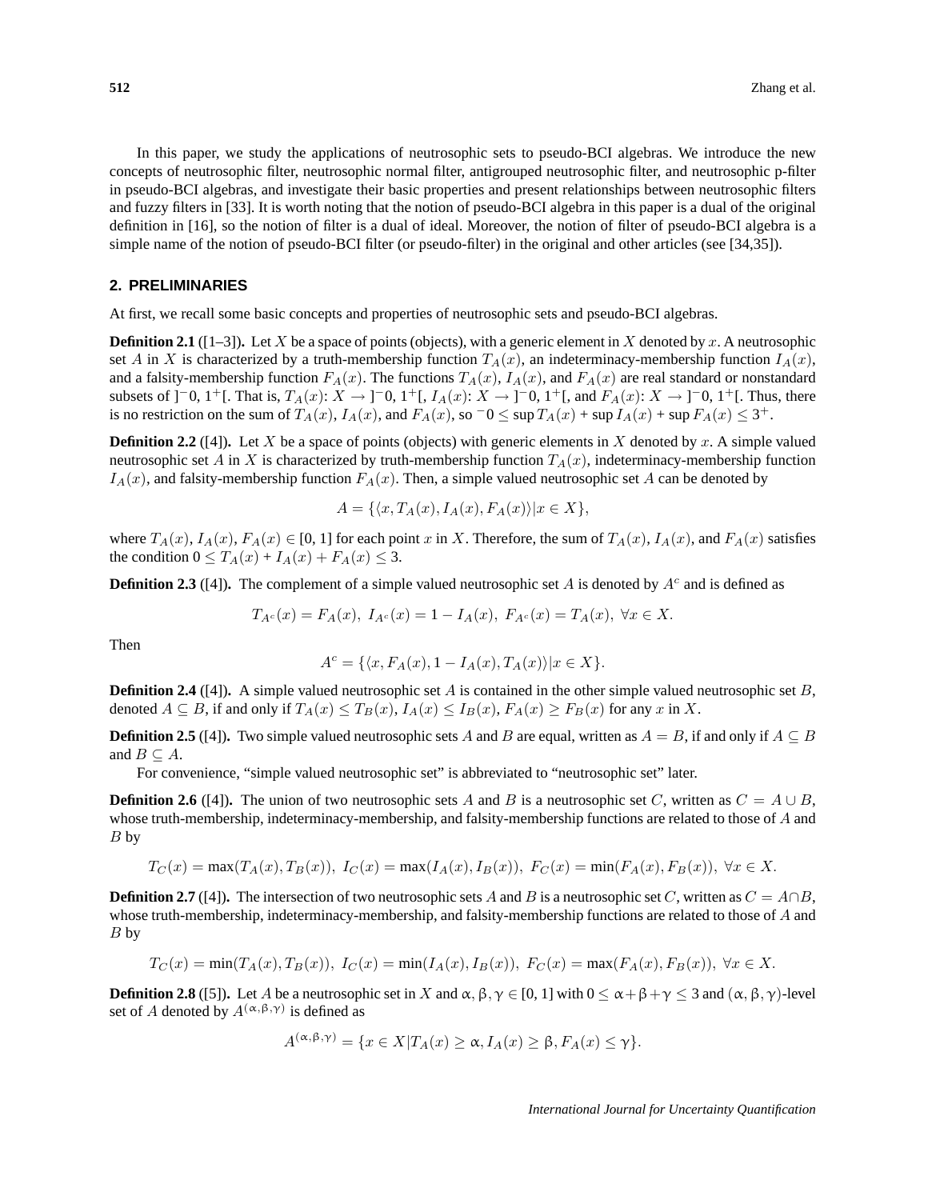In this paper, we study the applications of neutrosophic sets to pseudo-BCI algebras. We introduce the new concepts of neutrosophic filter, neutrosophic normal filter, antigrouped neutrosophic filter, and neutrosophic p-filter in pseudo-BCI algebras, and investigate their basic properties and present relationships between neutrosophic filters and fuzzy filters in [33]. It is worth noting that the notion of pseudo-BCI algebra in this paper is a dual of the original definition in [16], so the notion of filter is a dual of ideal. Moreover, the notion of filter of pseudo-BCI algebra is a simple name of the notion of pseudo-BCI filter (or pseudo-filter) in the original and other articles (see [34,35]).

## 2. PRELIMINARIES

At first, we recall some basic concepts and properties of neutrosophic sets and pseudo-BCI algebras.

**Definition 2.1** ([1–3])**.** Let $X$ be a space of points (objects), with a generic element in $X$ denoted by $x$. A neutrosophic set $A$ in $X$ is characterized by a truth-membership function $T_A(x)$, an indeterminacy-membership function $I_A(x)$, and a falsity-membership function $F_A(x)$. The functions $T_A(x)$, $I_A(x)$, and $F_A(x)$ are real standard or nonstandard subsets of $]^-0, 1^+[$. That is, $T_A(x)\colon X \to ]^-0, 1^+[$, $I_A(x)\colon X \to ]^-0, 1^+[$, and $F_A(x)\colon X \to ]^-0, 1^+[$. Thus, there is no restriction on the sum of $T_A(x)$, $I_A(x)$, and $F_A(x)$, so $^-0 \leq \sup T_A(x) + \sup I_A(x) + \sup F_A(x) \leq 3^+$.

**Definition 2.2** ([4])**.** Let $X$ be a space of points (objects) with generic elements in $X$ denoted by $x$. A simple valued neutrosophic set $A$ in $X$ is characterized by truth-membership function $T_A(x)$, indeterminacy-membership function $I_A(x)$, and falsity-membership function $F_A(x)$. Then, a simple valued neutrosophic set $A$ can be denoted by

$$A = \{\langle x, T_A(x), I_A(x), F_A(x)\rangle | x \in X\},$$

where $T_A(x)$, $I_A(x)$, $F_A(x) \in [0, 1]$ for each point $x$ in $X$. Therefore, the sum of $T_A(x)$, $I_A(x)$, and $F_A(x)$ satisfies the condition $0 \leq T_A(x) + I_A(x) + F_A(x) \leq 3$.

**Definition 2.3** ([4])**.** The complement of a simple valued neutrosophic set $A$ is denoted by $A^c$ and is defined as

$$T_{A^c}(x) = F_A(x),\ I_{A^c}(x) = 1 - I_A(x),\ F_{A^c}(x) = T_A(x),\ \forall x \in X.$$

Then

$$A^c = \{\langle x, F_A(x), 1 - I_A(x), T_A(x)\rangle | x \in X\}.$$

**Definition 2.4** ([4])**.** A simple valued neutrosophic set $A$ is contained in the other simple valued neutrosophic set $B$, denoted $A \subseteq B$, if and only if $T_A(x) \leq T_B(x)$, $I_A(x) \leq I_B(x)$, $F_A(x) \geq F_B(x)$ for any $x$ in $X$.

**Definition 2.5** ([4])**.** Two simple valued neutrosophic sets $A$ and $B$ are equal, written as $A = B$, if and only if $A \subseteq B$ and $B \subseteq A$.

For convenience, "simple valued neutrosophic set" is abbreviated to "neutrosophic set" later.

**Definition 2.6** ([4])**.** The union of two neutrosophic sets $A$ and $B$ is a neutrosophic set $C$, written as $C = A \cup B$, whose truth-membership, indeterminacy-membership, and falsity-membership functions are related to those of $A$ and $B$ by

$$T_C(x) = \max(T_A(x), T_B(x)),\ I_C(x) = \max(I_A(x), I_B(x)),\ F_C(x) = \min(F_A(x), F_B(x)),\ \forall x \in X.$$

**Definition 2.7** ([4])**.** The intersection of two neutrosophic sets $A$ and $B$ is a neutrosophic set $C$, written as $C = A \cap B$, whose truth-membership, indeterminacy-membership, and falsity-membership functions are related to those of $A$ and $B$ by

$$T_C(x) = \min(T_A(x), T_B(x)),\ I_C(x) = \min(I_A(x), I_B(x)),\ F_C(x) = \max(F_A(x), F_B(x)),\ \forall x \in X.$$

**Definition 2.8** ([5])**.** Let $A$ be a neutrosophic set in $X$ and $\alpha, \beta, \gamma \in [0, 1]$ with $0 \leq \alpha + \beta + \gamma \leq 3$ and $(\alpha, \beta, \gamma)$-level set of $A$ denoted by $A^{(\alpha,\beta,\gamma)}$ is defined as

$$A^{(\alpha,\beta,\gamma)} = \{x \in X | T_A(x) \geq \alpha, I_A(x) \geq \beta, F_A(x) \leq \gamma\}.$$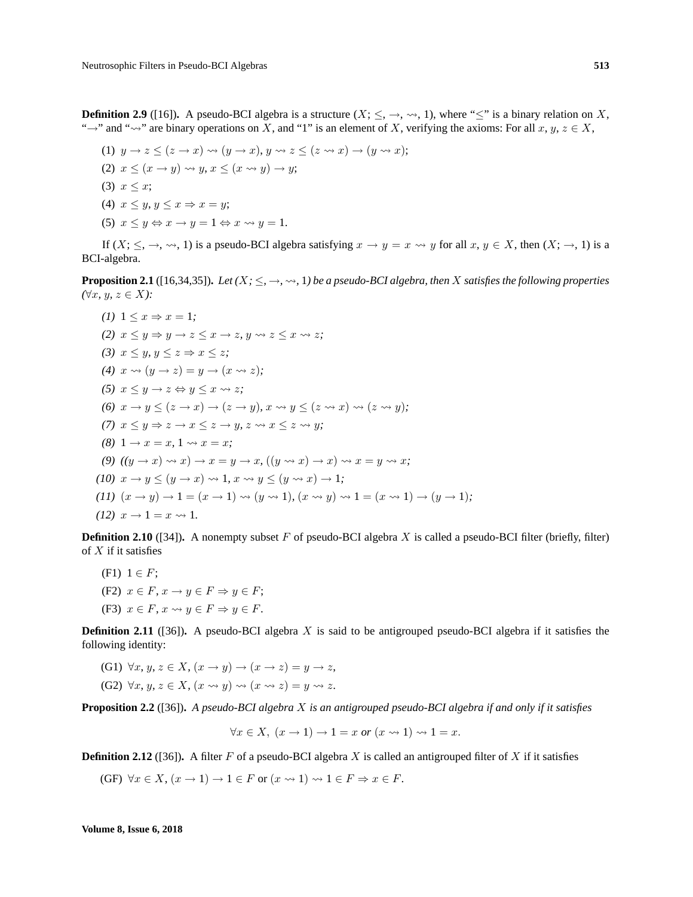**Definition 2.9** ([16]). A pseudo-BCI algebra is a structure $(X; \leq, \rightarrow, \rightsquigarrow, 1)$, where "$\leq$" is a binary relation on $X$, "$\rightarrow$" and "$\rightsquigarrow$" are binary operations on $X$, and "1" is an element of $X$, verifying the axioms: For all $x, y, z \in X$,

(1) $y \rightarrow z \leq (z \rightarrow x) \rightsquigarrow (y \rightarrow x), y \rightsquigarrow z \leq (z \rightsquigarrow x) \rightarrow (y \rightsquigarrow x)$;

(2) $x \leq (x \rightarrow y) \rightsquigarrow y, x \leq (x \rightsquigarrow y) \rightarrow y$;

(3) $x \leq x$;

(4) $x \leq y, y \leq x \Rightarrow x = y$;

(5) $x \leq y \Leftrightarrow x \rightarrow y = 1 \Leftrightarrow x \rightsquigarrow y = 1$.

If $(X; \leq, \rightarrow, \rightsquigarrow, 1)$ is a pseudo-BCI algebra satisfying $x \rightarrow y = x \rightsquigarrow y$ for all $x, y \in X$, then $(X; \rightarrow, 1)$ is a BCI-algebra.

**Proposition 2.1** ([16,34,35]). *Let $(X; \leq, \rightarrow, \rightsquigarrow, 1)$ be a pseudo-BCI algebra, then $X$ satisfies the following properties ($\forall x, y, z \in X$):*

*(1)* $1 \leq x \Rightarrow x = 1$;

*(2)* $x \leq y \Rightarrow y \rightarrow z \leq x \rightarrow z, y \rightsquigarrow z \leq x \rightsquigarrow z$;

*(3)* $x \leq y, y \leq z \Rightarrow x \leq z$;

*(4)* $x \rightsquigarrow (y \rightarrow z) = y \rightarrow (x \rightsquigarrow z)$;

*(5)* $x \leq y \rightarrow z \Leftrightarrow y \leq x \rightsquigarrow z$;

*(6)* $x \rightarrow y \leq (z \rightarrow x) \rightarrow (z \rightarrow y), x \rightsquigarrow y \leq (z \rightsquigarrow x) \rightsquigarrow (z \rightsquigarrow y)$;

*(7)* $x \leq y \Rightarrow z \rightarrow x \leq z \rightarrow y, z \rightsquigarrow x \leq z \rightsquigarrow y$;

*(8)* $1 \rightarrow x = x, 1 \rightsquigarrow x = x$;

*(9)* $((y \rightarrow x) \rightsquigarrow x) \rightarrow x = y \rightarrow x, ((y \rightsquigarrow x) \rightarrow x) \rightsquigarrow x = y \rightsquigarrow x$;

*(10)* $x \rightarrow y \leq (y \rightarrow x) \rightsquigarrow 1, x \rightsquigarrow y \leq (y \rightsquigarrow x) \rightarrow 1$;

*(11)* $(x \rightarrow y) \rightarrow 1 = (x \rightarrow 1) \rightsquigarrow (y \rightsquigarrow 1), (x \rightsquigarrow y) \rightsquigarrow 1 = (x \rightsquigarrow 1) \rightarrow (y \rightarrow 1)$;

*(12)* $x \rightarrow 1 = x \rightsquigarrow 1$.

**Definition 2.10** ([34]). A nonempty subset $F$ of pseudo-BCI algebra $X$ is called a pseudo-BCI filter (briefly, filter) of $X$ if it satisfies

(F1) $1 \in F$;

(F2) $x \in F, x \rightarrow y \in F \Rightarrow y \in F$;

(F3) $x \in F, x \rightsquigarrow y \in F \Rightarrow y \in F$.

**Definition 2.11** ([36]). A pseudo-BCI algebra $X$ is said to be antigrouped pseudo-BCI algebra if it satisfies the following identity:

(G1) $\forall x, y, z \in X, (x \rightarrow y) \rightarrow (x \rightarrow z) = y \rightarrow z$,

(G2) $\forall x, y, z \in X, (x \rightsquigarrow y) \rightsquigarrow (x \rightsquigarrow z) = y \rightsquigarrow z$.

**Proposition 2.2** ([36]). *A pseudo-BCI algebra $X$ is an antigrouped pseudo-BCI algebra if and only if it satisfies*

$$\forall x \in X, \ (x \rightarrow 1) \rightarrow 1 = x \text{ or } (x \rightsquigarrow 1) \rightsquigarrow 1 = x.$$

**Definition 2.12** ([36]). A filter $F$ of a pseudo-BCI algebra $X$ is called an antigrouped filter of $X$ if it satisfies

(GF) $\forall x \in X, (x \rightarrow 1) \rightarrow 1 \in F$ or $(x \rightsquigarrow 1) \rightsquigarrow 1 \in F \Rightarrow x \in F$.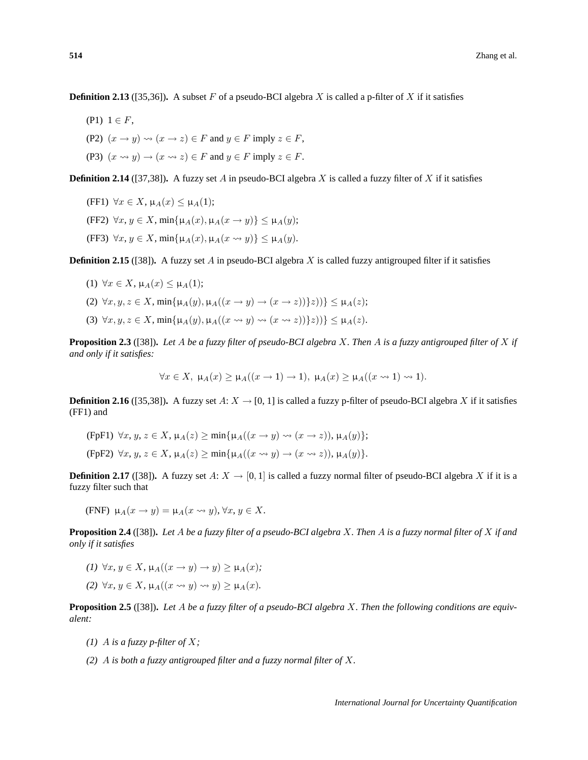**Definition 2.13** ([35,36])**.** A subset $F$ of a pseudo-BCI algebra $X$ is called a p-filter of $X$ if it satisfies

(P1) $1 \in F$,

(P2) $(x \to y) \rightsquigarrow (x \to z) \in F$ and $y \in F$ imply $z \in F$,

(P3) $(x \rightsquigarrow y) \to (x \rightsquigarrow z) \in F$ and $y \in F$ imply $z \in F$.

**Definition 2.14** ([37,38])**.** A fuzzy set $A$ in pseudo-BCI algebra $X$ is called a fuzzy filter of $X$ if it satisfies

(FF1) $\forall x \in X$, $\mu_A(x) \leq \mu_A(1)$;

(FF2) $\forall x, y \in X$, $\min\{\mu_A(x), \mu_A(x \to y)\} \leq \mu_A(y)$;

(FF3) $\forall x, y \in X$, $\min\{\mu_A(x), \mu_A(x \rightsquigarrow y)\} \leq \mu_A(y)$.

**Definition 2.15** ([38])**.** A fuzzy set $A$ in pseudo-BCI algebra $X$ is called fuzzy antigrouped filter if it satisfies

(1) $\forall x \in X$, $\mu_A(x) \leq \mu_A(1)$;

(2) $\forall x, y, z \in X$, $\min\{\mu_A(y), \mu_A((x \to y) \to (x \to z))\}z))\} \leq \mu_A(z)$;

(3) $\forall x, y, z \in X$, $\min\{\mu_A(y), \mu_A((x \rightsquigarrow y) \rightsquigarrow (x \rightsquigarrow z))\}z))\} \leq \mu_A(z)$.

**Proposition 2.3** ([38])**.** *Let $A$ be a fuzzy filter of pseudo-BCI algebra $X$. Then $A$ is a fuzzy antigrouped filter of $X$ if and only if it satisfies:*

$$\forall x \in X,\ \mu_A(x) \geq \mu_A((x \to 1) \to 1),\ \mu_A(x) \geq \mu_A((x \rightsquigarrow 1) \rightsquigarrow 1).$$

**Definition 2.16** ([35,38])**.** A fuzzy set $A$: $X \to [0, 1]$ is called a fuzzy p-filter of pseudo-BCI algebra $X$ if it satisfies (FF1) and

(FpF1) $\forall x, y, z \in X$, $\mu_A(z) \geq \min\{\mu_A((x \to y) \rightsquigarrow (x \to z)), \mu_A(y)\}$;

(FpF2) $\forall x, y, z \in X$, $\mu_A(z) \geq \min\{\mu_A((x \rightsquigarrow y) \to (x \rightsquigarrow z)), \mu_A(y)\}$.

**Definition 2.17** ([38])**.** A fuzzy set $A$: $X \to [0, 1]$ is called a fuzzy normal filter of pseudo-BCI algebra $X$ if it is a fuzzy filter such that

(FNF) $\mu_A(x \to y) = \mu_A(x \rightsquigarrow y), \forall x, y \in X$.

**Proposition 2.4** ([38])**.** *Let $A$ be a fuzzy filter of a pseudo-BCI algebra $X$. Then $A$ is a fuzzy normal filter of $X$ if and only if it satisfies*

*(1)* $\forall x, y \in X$, $\mu_A((x \to y) \to y) \geq \mu_A(x)$;

*(2)* $\forall x, y \in X$, $\mu_A((x \rightsquigarrow y) \rightsquigarrow y) \geq \mu_A(x)$.

**Proposition 2.5** ([38])**.** *Let $A$ be a fuzzy filter of a pseudo-BCI algebra $X$. Then the following conditions are equivalent:*

*(1) $A$ is a fuzzy p-filter of $X$;*

*(2) $A$ is both a fuzzy antigrouped filter and a fuzzy normal filter of $X$.*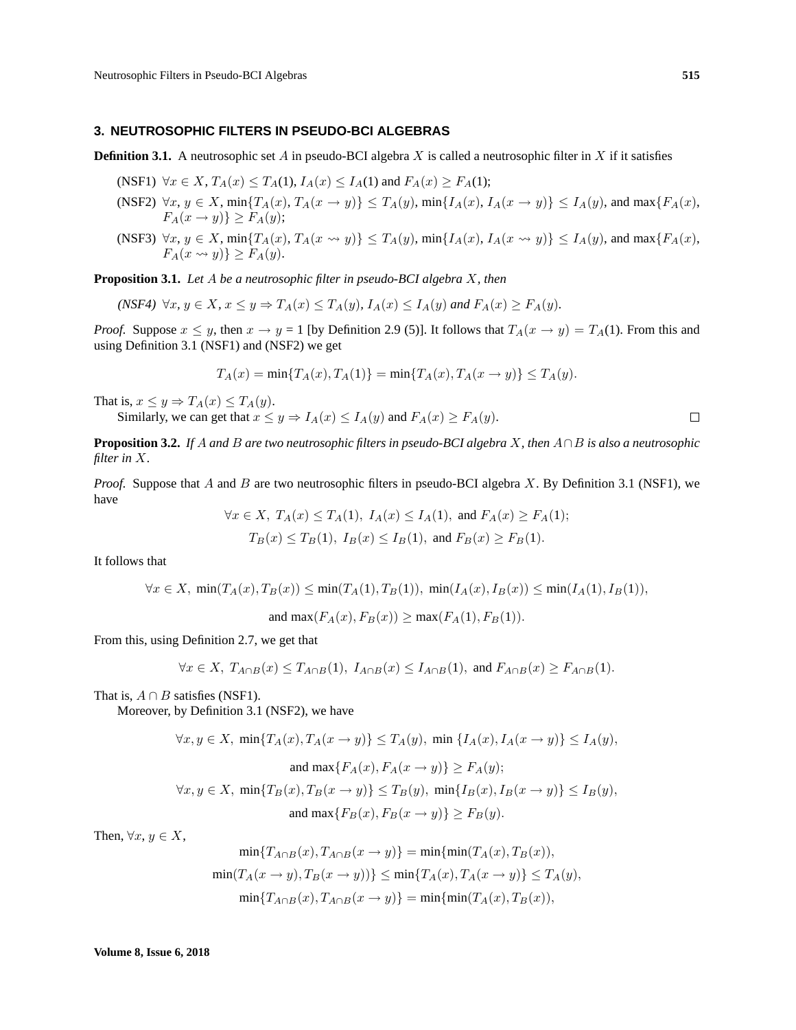## 3. NEUTROSOPHIC FILTERS IN PSEUDO-BCI ALGEBRAS

**Definition 3.1.** A neutrosophic set $A$ in pseudo-BCI algebra $X$ is called a neutrosophic filter in $X$ if it satisfies

(NSF1) $\forall x \in X$, $T_A(x) \leq T_A(1)$, $I_A(x) \leq I_A(1)$ and $F_A(x) \geq F_A(1)$;

(NSF2) $\forall x, y \in X$, $\min\{T_A(x), T_A(x \to y)\} \leq T_A(y)$, $\min\{I_A(x), I_A(x \to y)\} \leq I_A(y)$, and $\max\{F_A(x), F_A(x \to y)\} \geq F_A(y)$;

(NSF3) $\forall x, y \in X$, $\min\{T_A(x), T_A(x \rightsquigarrow y)\} \leq T_A(y)$, $\min\{I_A(x), I_A(x \rightsquigarrow y)\} \leq I_A(y)$, and $\max\{F_A(x), F_A(x \rightsquigarrow y)\} \geq F_A(y)$.

**Proposition 3.1.** *Let $A$ be a neutrosophic filter in pseudo-BCI algebra $X$, then*

*(NSF4) $\forall x, y \in X$, $x \leq y \Rightarrow T_A(x) \leq T_A(y)$, $I_A(x) \leq I_A(y)$ and $F_A(x) \geq F_A(y)$.*

*Proof.* Suppose $x \leq y$, then $x \to y = 1$ [by Definition 2.9 (5)]. It follows that $T_A(x \to y) = T_A(1)$. From this and using Definition 3.1 (NSF1) and (NSF2) we get

$$T_A(x) = \min\{T_A(x), T_A(1)\} = \min\{T_A(x), T_A(x \to y)\} \leq T_A(y).$$

That is, $x \leq y \Rightarrow T_A(x) \leq T_A(y)$.

Similarly, we can get that $x \leq y \Rightarrow I_A(x) \leq I_A(y)$ and $F_A(x) \geq F_A(y)$. □

**Proposition 3.2.** *If $A$ and $B$ are two neutrosophic filters in pseudo-BCI algebra $X$, then $A \cap B$ is also a neutrosophic filter in $X$.*

*Proof.* Suppose that $A$ and $B$ are two neutrosophic filters in pseudo-BCI algebra $X$. By Definition 3.1 (NSF1), we have

$$\forall x \in X,\ T_A(x) \leq T_A(1),\ I_A(x) \leq I_A(1),\ \text{and } F_A(x) \geq F_A(1);$$
$$T_B(x) \leq T_B(1),\ I_B(x) \leq I_B(1),\ \text{and } F_B(x) \geq F_B(1).$$

It follows that

$$\forall x \in X,\ \min(T_A(x), T_B(x)) \leq \min(T_A(1), T_B(1)),\ \min(I_A(x), I_B(x)) \leq \min(I_A(1), I_B(1)),$$
$$\text{and } \max(F_A(x), F_B(x)) \geq \max(F_A(1), F_B(1)).$$

From this, using Definition 2.7, we get that

$$\forall x \in X,\ T_{A\cap B}(x) \leq T_{A\cap B}(1),\ I_{A\cap B}(x) \leq I_{A\cap B}(1),\ \text{and } F_{A\cap B}(x) \geq F_{A\cap B}(1).$$

That is, $A \cap B$ satisfies (NSF1).

Moreover, by Definition 3.1 (NSF2), we have

$$\forall x, y \in X,\ \min\{T_A(x), T_A(x \to y)\} \leq T_A(y),\ \min\{I_A(x), I_A(x \to y)\} \leq I_A(y),$$
$$\text{and } \max\{F_A(x), F_A(x \to y)\} \geq F_A(y);$$
$$\forall x, y \in X,\ \min\{T_B(x), T_B(x \to y)\} \leq T_B(y),\ \min\{I_B(x), I_B(x \to y)\} \leq I_B(y),$$
$$\text{and } \max\{F_B(x), F_B(x \to y)\} \geq F_B(y).$$

Then, $\forall x, y \in X$,

$$\min\{T_{A\cap B}(x), T_{A\cap B}(x \to y)\} = \min\{\min(T_A(x), T_B(x)),$$
$$\min(T_A(x \to y), T_B(x \to y))\} \leq \min\{T_A(x), T_A(x \to y)\} \leq T_A(y),$$
$$\min\{T_{A\cap B}(x), T_{A\cap B}(x \to y)\} = \min\{\min(T_A(x), T_B(x)),$$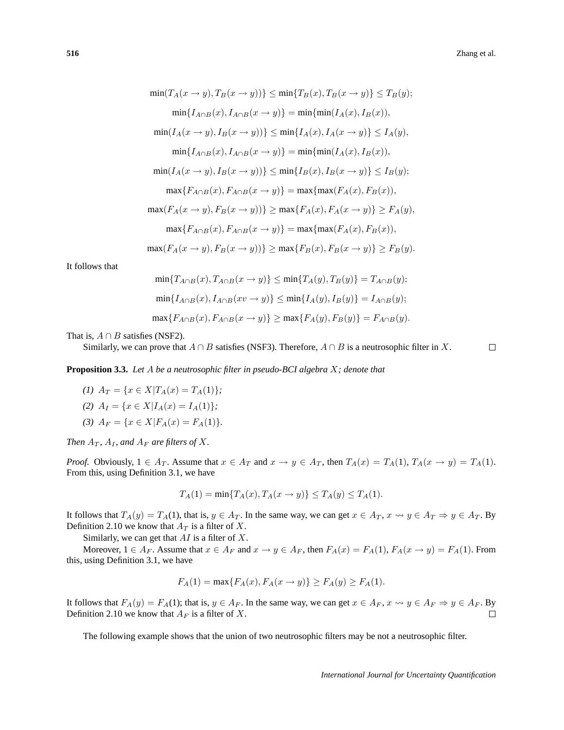$$\min(T_A(x \to y), T_B(x \to y))\} \leq \min\{T_B(x), T_B(x \to y)\} \leq T_B(y);$$

$$\min\{I_{A\cap B}(x), I_{A\cap B}(x \to y)\} = \min\{\min(I_A(x), I_B(x)),$$

$$\min(I_A(x \to y), I_B(x \to y))\} \leq \min\{I_A(x), I_A(x \to y)\} \leq I_A(y),$$

$$\min\{I_{A\cap B}(x), I_{A\cap B}(x \to y)\} = \min\{\min(I_A(x), I_B(x)),$$

$$\min(I_A(x \to y), I_B(x \to y))\} \leq \min\{I_B(x), I_B(x \to y)\} \leq I_B(y);$$

$$\max\{F_{A\cap B}(x), F_{A\cap B}(x \to y)\} = \max\{\max(F_A(x), F_B(x)),$$

$$\max(F_A(x \to y), F_B(x \to y))\} \geq \max\{F_A(x), F_A(x \to y)\} \geq F_A(y),$$

$$\max\{F_{A\cap B}(x), F_{A\cap B}(x \to y)\} = \max\{\max(F_A(x), F_B(x)),$$

$$\max(F_A(x \to y), F_B(x \to y))\} \geq \max\{F_B(x), F_B(x \to y)\} \geq F_B(y).$$

It follows that

$$\min\{T_{A\cap B}(x), T_{A\cap B}(x \to y)\} \leq \min\{T_A(y), T_B(y)\} = T_{A\cap B}(y);$$

$$\min\{I_{A\cap B}(x), I_{A\cap B}(xv \to y)\} \leq \min\{I_A(y), I_B(y)\} = I_{A\cap B}(y);$$

$$\max\{F_{A\cap B}(x), F_{A\cap B}(x \to y)\} \geq \max\{F_A(y), F_B(y)\} = F_{A\cap B}(y).$$

That is, $A \cap B$ satisfies (NSF2).

Similarly, we can prove that $A \cap B$ satisfies (NSF3). Therefore, $A \cap B$ is a neutrosophic filter in $X$. □

**Proposition 3.3.** *Let $A$ be a neutrosophic filter in pseudo-BCI algebra $X$; denote that*

*(1)* $A_T = \{x \in X | T_A(x) = T_A(1)\}$*;*

*(2)* $A_I = \{x \in X | I_A(x) = I_A(1)\}$*;*

*(3)* $A_F = \{x \in X | F_A(x) = F_A(1)\}$.

*Then $A_T$, $A_I$, and $A_F$ are filters of $X$.*

*Proof.* Obviously, $1 \in A_T$. Assume that $x \in A_T$ and $x \to y \in A_T$, then $T_A(x) = T_A(1)$, $T_A(x \to y) = T_A(1)$. From this, using Definition 3.1, we have

$$T_A(1) = \min\{T_A(x), T_A(x \to y)\} \leq T_A(y) \leq T_A(1).$$

It follows that $T_A(y) = T_A(1)$, that is, $y \in A_T$. In the same way, we can get $x \in A_T$, $x \rightsquigarrow y \in A_T \Rightarrow y \in A_T$. By Definition 2.10 we know that $A_T$ is a filter of $X$.

Similarly, we can get that $AI$ is a filter of $X$.

Moreover, $1 \in A_F$. Assume that $x \in A_F$ and $x \to y \in A_F$, then $F_A(x) = F_A(1)$, $F_A(x \to y) = F_A(1)$. From this, using Definition 3.1, we have

$$F_A(1) = \max\{F_A(x), F_A(x \to y)\} \geq F_A(y) \geq F_A(1).$$

It follows that $F_A(y) = F_A(1)$; that is, $y \in A_F$. In the same way, we can get $x \in A_F$, $x \rightsquigarrow y \in A_F \Rightarrow y \in A_F$. By Definition 2.10 we know that $A_F$ is a filter of $X$. □

The following example shows that the union of two neutrosophic filters may be not a neutrosophic filter.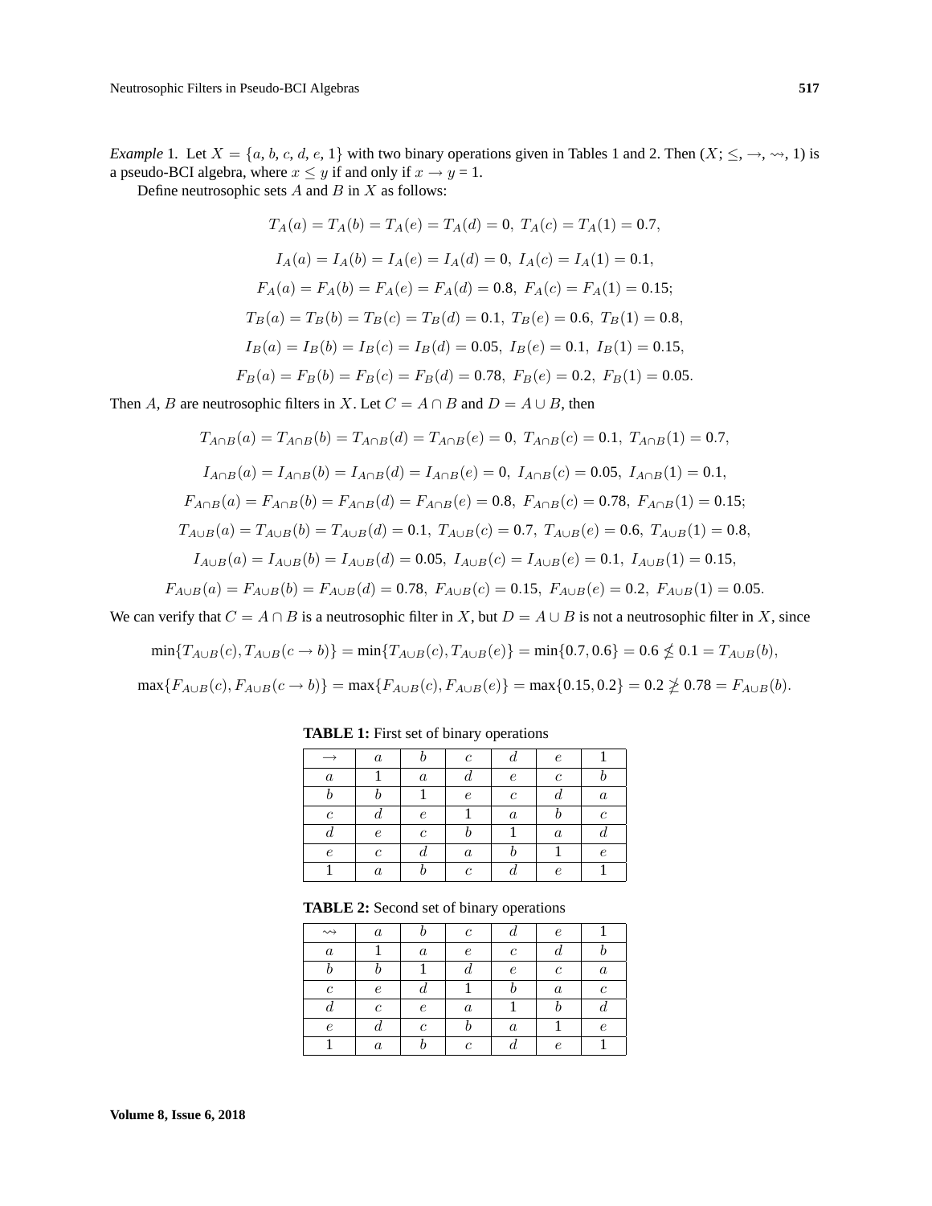*Example* 1. Let $X = \{a, b, c, d, e, 1\}$ with two binary operations given in Tables 1 and 2. Then $(X; \leq, \rightarrow, \rightsquigarrow, 1)$ is a pseudo-BCI algebra, where $x \leq y$ if and only if $x \rightarrow y = 1$.

Define neutrosophic sets $A$ and $B$ in $X$ as follows:

$$T_A(a) = T_A(b) = T_A(e) = T_A(d) = 0,\ T_A(c) = T_A(1) = 0.7,$$

$$I_A(a) = I_A(b) = I_A(e) = I_A(d) = 0,\ I_A(c) = I_A(1) = 0.1,$$

$$F_A(a) = F_A(b) = F_A(e) = F_A(d) = 0.8,\ F_A(c) = F_A(1) = 0.15;$$

$$T_B(a) = T_B(b) = T_B(c) = T_B(d) = 0.1,\ T_B(e) = 0.6,\ T_B(1) = 0.8,$$

$$I_B(a) = I_B(b) = I_B(c) = I_B(d) = 0.05,\ I_B(e) = 0.1,\ I_B(1) = 0.15,$$

$$F_B(a) = F_B(b) = F_B(c) = F_B(d) = 0.78,\ F_B(e) = 0.2,\ F_B(1) = 0.05.$$

Then $A$, $B$ are neutrosophic filters in $X$. Let $C = A \cap B$ and $D = A \cup B$, then

$$T_{A\cap B}(a) = T_{A\cap B}(b) = T_{A\cap B}(d) = T_{A\cap B}(e) = 0,\ T_{A\cap B}(c) = 0.1,\ T_{A\cap B}(1) = 0.7,$$

$$I_{A\cap B}(a) = I_{A\cap B}(b) = I_{A\cap B}(d) = I_{A\cap B}(e) = 0,\ I_{A\cap B}(c) = 0.05,\ I_{A\cap B}(1) = 0.1,$$

$$F_{A\cap B}(a) = F_{A\cap B}(b) = F_{A\cap B}(d) = F_{A\cap B}(e) = 0.8,\ F_{A\cap B}(c) = 0.78,\ F_{A\cap B}(1) = 0.15;$$

$$T_{A\cup B}(a) = T_{A\cup B}(b) = T_{A\cup B}(d) = 0.1,\ T_{A\cup B}(c) = 0.7,\ T_{A\cup B}(e) = 0.6,\ T_{A\cup B}(1) = 0.8,$$

$$I_{A\cup B}(a) = I_{A\cup B}(b) = I_{A\cup B}(d) = 0.05,\ I_{A\cup B}(c) = I_{A\cup B}(e) = 0.1,\ I_{A\cup B}(1) = 0.15,$$

$$F_{A\cup B}(a) = F_{A\cup B}(b) = F_{A\cup B}(d) = 0.78,\ F_{A\cup B}(c) = 0.15,\ F_{A\cup B}(e) = 0.2,\ F_{A\cup B}(1) = 0.05.$$

We can verify that $C = A \cap B$ is a neutrosophic filter in $X$, but $D = A \cup B$ is not a neutrosophic filter in $X$, since

$$\min\{T_{A\cup B}(c), T_{A\cup B}(c \rightarrow b)\} = \min\{T_{A\cup B}(c), T_{A\cup B}(e)\} = \min\{0.7, 0.6\} = 0.6 \nleq 0.1 = T_{A\cup B}(b),$$

$$\max\{F_{A\cup B}(c), F_{A\cup B}(c \rightarrow b)\} = \max\{F_{A\cup B}(c), F_{A\cup B}(e)\} = \max\{0.15, 0.2\} = 0.2 \ngeq 0.78 = F_{A\cup B}(b).$$

**TABLE 1:** First set of binary operations

| $\rightarrow$ | $a$ | $b$ | $c$ | $d$ | $e$ | $1$ |
|---|---|---|---|---|---|---|
| $a$ | $1$ | $a$ | $d$ | $e$ | $c$ | $b$ |
| $b$ | $b$ | $1$ | $e$ | $c$ | $d$ | $a$ |
| $c$ | $d$ | $e$ | $1$ | $a$ | $b$ | $c$ |
| $d$ | $e$ | $c$ | $b$ | $1$ | $a$ | $d$ |
| $e$ | $c$ | $d$ | $a$ | $b$ | $1$ | $e$ |
| $1$ | $a$ | $b$ | $c$ | $d$ | $e$ | $1$ |

**TABLE 2:** Second set of binary operations

| $\rightsquigarrow$ | $a$ | $b$ | $c$ | $d$ | $e$ | $1$ |
|---|---|---|---|---|---|---|
| $a$ | $1$ | $a$ | $e$ | $c$ | $d$ | $b$ |
| $b$ | $b$ | $1$ | $d$ | $e$ | $c$ | $a$ |
| $c$ | $e$ | $d$ | $1$ | $b$ | $a$ | $c$ |
| $d$ | $c$ | $e$ | $a$ | $1$ | $b$ | $d$ |
| $e$ | $d$ | $c$ | $b$ | $a$ | $1$ | $e$ |
| $1$ | $a$ | $b$ | $c$ | $d$ | $e$ | $1$ |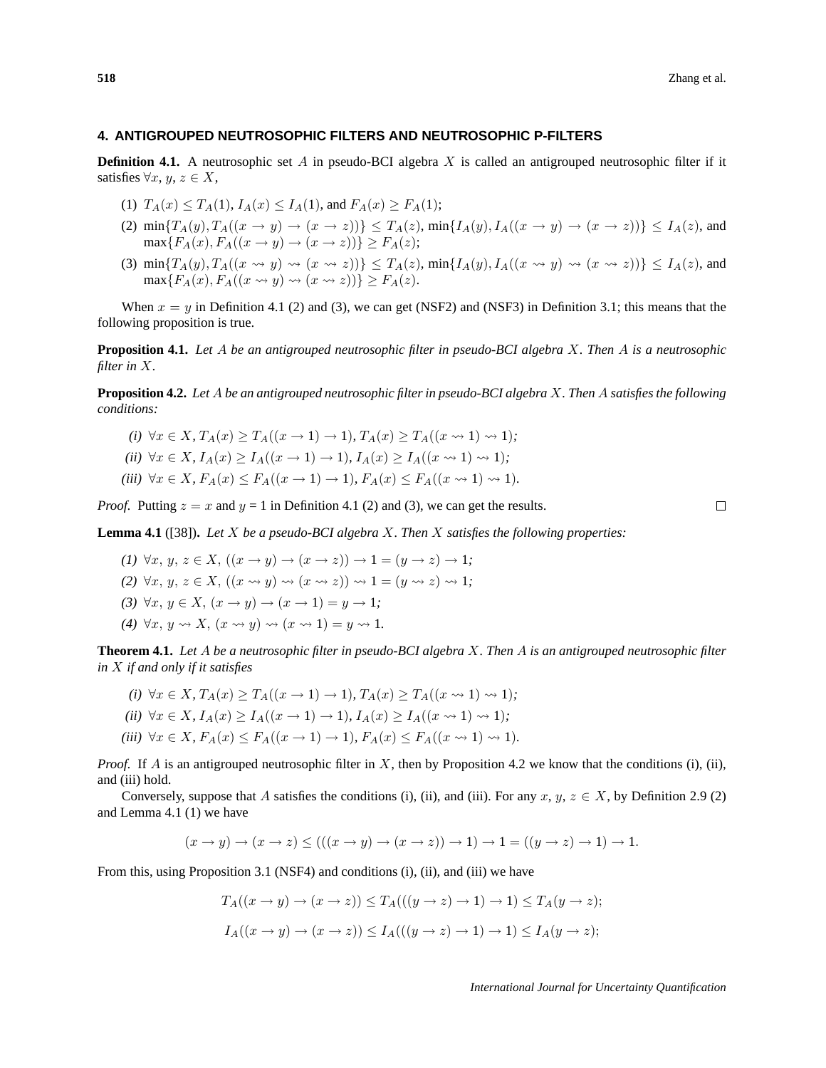## 4. ANTIGROUPED NEUTROSOPHIC FILTERS AND NEUTROSOPHIC P-FILTERS

**Definition 4.1.** A neutrosophic set $A$ in pseudo-BCI algebra $X$ is called an antigrouped neutrosophic filter if it satisfies $\forall x, y, z \in X$,

(1) $T_A(x) \leq T_A(1)$, $I_A(x) \leq I_A(1)$, and $F_A(x) \geq F_A(1)$;

(2) $\min\{T_A(y), T_A((x \to y) \to (x \to z))\} \leq T_A(z)$, $\min\{I_A(y), I_A((x \to y) \to (x \to z))\} \leq I_A(z)$, and $\max\{F_A(x), F_A((x \to y) \to (x \to z))\} \geq F_A(z)$;

(3) $\min\{T_A(y), T_A((x \rightsquigarrow y) \rightsquigarrow (x \rightsquigarrow z))\} \leq T_A(z)$, $\min\{I_A(y), I_A((x \rightsquigarrow y) \rightsquigarrow (x \rightsquigarrow z))\} \leq I_A(z)$, and $\max\{F_A(x), F_A((x \rightsquigarrow y) \rightsquigarrow (x \rightsquigarrow z))\} \geq F_A(z)$.

When $x = y$ in Definition 4.1 (2) and (3), we can get (NSF2) and (NSF3) in Definition 3.1; this means that the following proposition is true.

**Proposition 4.1.** *Let $A$ be an antigrouped neutrosophic filter in pseudo-BCI algebra $X$. Then $A$ is a neutrosophic filter in $X$.*

**Proposition 4.2.** *Let $A$ be an antigrouped neutrosophic filter in pseudo-BCI algebra $X$. Then $A$ satisfies the following conditions:*

*(i)* $\forall x \in X$, $T_A(x) \geq T_A((x \to 1) \to 1)$, $T_A(x) \geq T_A((x \rightsquigarrow 1) \rightsquigarrow 1)$;

*(ii)* $\forall x \in X$, $I_A(x) \geq I_A((x \to 1) \to 1)$, $I_A(x) \geq I_A((x \rightsquigarrow 1) \rightsquigarrow 1)$;

*(iii)* $\forall x \in X$, $F_A(x) \leq F_A((x \to 1) \to 1)$, $F_A(x) \leq F_A((x \rightsquigarrow 1) \rightsquigarrow 1)$.

*Proof.* Putting $z = x$ and $y = 1$ in Definition 4.1 (2) and (3), we can get the results. □

**Lemma 4.1** ([38])**.** *Let $X$ be a pseudo-BCI algebra $X$. Then $X$ satisfies the following properties:*

*(1)* $\forall x, y, z \in X$, $((x \to y) \to (x \to z)) \to 1 = (y \to z) \to 1$;

*(2)* $\forall x, y, z \in X$, $((x \rightsquigarrow y) \rightsquigarrow (x \rightsquigarrow z)) \rightsquigarrow 1 = (y \rightsquigarrow z) \rightsquigarrow 1$;

*(3)* $\forall x, y \in X$, $(x \to y) \to (x \to 1) = y \to 1$;

*(4)* $\forall x, y \rightsquigarrow X$, $(x \rightsquigarrow y) \rightsquigarrow (x \rightsquigarrow 1) = y \rightsquigarrow 1$.

**Theorem 4.1.** *Let $A$ be a neutrosophic filter in pseudo-BCI algebra $X$. Then $A$ is an antigrouped neutrosophic filter in $X$ if and only if it satisfies*

*(i)* $\forall x \in X$, $T_A(x) \geq T_A((x \to 1) \to 1)$, $T_A(x) \geq T_A((x \rightsquigarrow 1) \rightsquigarrow 1)$;

*(ii)* $\forall x \in X$, $I_A(x) \geq I_A((x \to 1) \to 1)$, $I_A(x) \geq I_A((x \rightsquigarrow 1) \rightsquigarrow 1)$;

*(iii)* $\forall x \in X$, $F_A(x) \leq F_A((x \to 1) \to 1)$, $F_A(x) \leq F_A((x \rightsquigarrow 1) \rightsquigarrow 1)$.

*Proof.* If $A$ is an antigrouped neutrosophic filter in $X$, then by Proposition 4.2 we know that the conditions (i), (ii), and (iii) hold.

Conversely, suppose that $A$ satisfies the conditions (i), (ii), and (iii). For any $x, y, z \in X$, by Definition 2.9 (2) and Lemma 4.1 (1) we have

$$(x \to y) \to (x \to z) \leq (((x \to y) \to (x \to z)) \to 1) \to 1 = ((y \to z) \to 1) \to 1.$$

From this, using Proposition 3.1 (NSF4) and conditions (i), (ii), and (iii) we have

$$T_A((x \to y) \to (x \to z)) \leq T_A(((y \to z) \to 1) \to 1) \leq T_A(y \to z);$$

$$I_A((x \to y) \to (x \to z)) \leq I_A(((y \to z) \to 1) \to 1) \leq I_A(y \to z);$$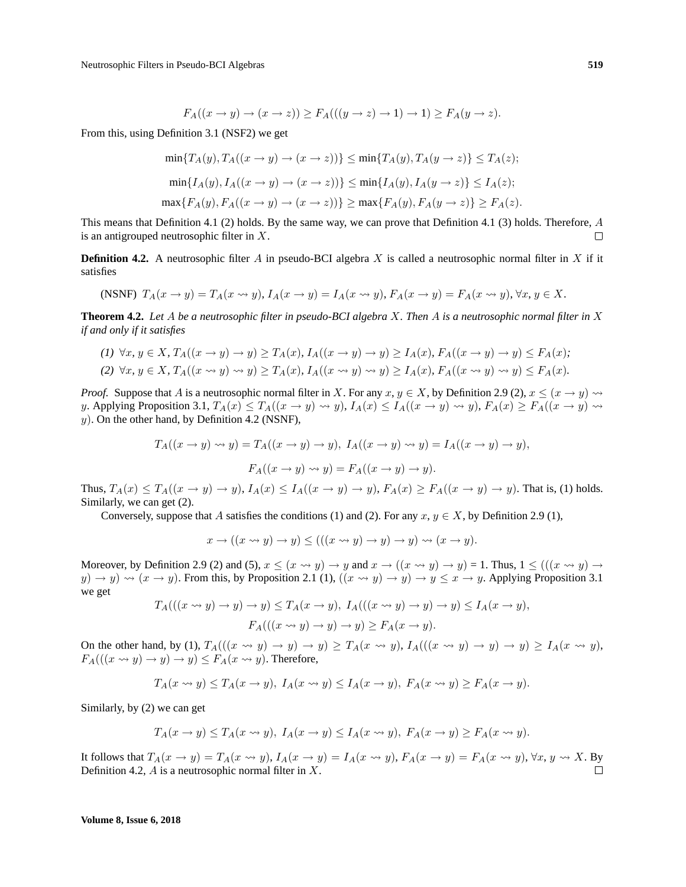$$F_A((x \to y) \to (x \to z)) \geq F_A(((y \to z) \to 1) \to 1) \geq F_A(y \to z).$$

From this, using Definition 3.1 (NSF2) we get

$$\min\{T_A(y), T_A((x \to y) \to (x \to z))\} \leq \min\{T_A(y), T_A(y \to z)\} \leq T_A(z);$$

$$\min\{I_A(y), I_A((x \to y) \to (x \to z))\} \leq \min\{I_A(y), I_A(y \to z)\} \leq I_A(z);$$

$$\max\{F_A(y), F_A((x \to y) \to (x \to z))\} \geq \max\{F_A(y), F_A(y \to z)\} \geq F_A(z).$$

This means that Definition 4.1 (2) holds. By the same way, we can prove that Definition 4.1 (3) holds. Therefore, $A$ is an antigrouped neutrosophic filter in $X$. □

**Definition 4.2.** A neutrosophic filter $A$ in pseudo-BCI algebra $X$ is called a neutrosophic normal filter in $X$ if it satisfies

(NSNF) $T_A(x \to y) = T_A(x \rightsquigarrow y)$, $I_A(x \to y) = I_A(x \rightsquigarrow y)$, $F_A(x \to y) = F_A(x \rightsquigarrow y)$, $\forall x, y \in X$.

**Theorem 4.2.** *Let $A$ be a neutrosophic filter in pseudo-BCI algebra $X$. Then $A$ is a neutrosophic normal filter in $X$ if and only if it satisfies*

*(1)* $\forall x, y \in X$, $T_A((x \to y) \to y) \geq T_A(x)$, $I_A((x \to y) \to y) \geq I_A(x)$, $F_A((x \to y) \to y) \leq F_A(x)$*;*

*(2)* $\forall x, y \in X$, $T_A((x \rightsquigarrow y) \rightsquigarrow y) \geq T_A(x)$, $I_A((x \rightsquigarrow y) \rightsquigarrow y) \geq I_A(x)$, $F_A((x \rightsquigarrow y) \rightsquigarrow y) \leq F_A(x)$*.*

*Proof.* Suppose that $A$ is a neutrosophic normal filter in $X$. For any $x, y \in X$, by Definition 2.9 (2), $x \leq (x \to y) \rightsquigarrow y$. Applying Proposition 3.1, $T_A(x) \leq T_A((x \to y) \rightsquigarrow y)$, $I_A(x) \leq I_A((x \to y) \rightsquigarrow y)$, $F_A(x) \geq F_A((x \to y) \rightsquigarrow y)$. On the other hand, by Definition 4.2 (NSNF),

$$T_A((x \to y) \rightsquigarrow y) = T_A((x \to y) \to y),\ I_A((x \to y) \rightsquigarrow y) = I_A((x \to y) \to y),$$

$$F_A((x \to y) \rightsquigarrow y) = F_A((x \to y) \to y).$$

Thus, $T_A(x) \leq T_A((x \to y) \to y)$, $I_A(x) \leq I_A((x \to y) \to y)$, $F_A(x) \geq F_A((x \to y) \to y)$. That is, (1) holds. Similarly, we can get (2).

Conversely, suppose that $A$ satisfies the conditions (1) and (2). For any $x, y \in X$, by Definition 2.9 (1),

$$x \to ((x \rightsquigarrow y) \to y) \leq (((x \rightsquigarrow y) \to y) \to y) \rightsquigarrow (x \to y).$$

Moreover, by Definition 2.9 (2) and (5), $x \leq (x \rightsquigarrow y) \to y$ and $x \to ((x \rightsquigarrow y) \to y) = 1$. Thus, $1 \leq (((x \rightsquigarrow y) \to y) \to y) \rightsquigarrow (x \to y)$. From this, by Proposition 2.1 (1), $((x \rightsquigarrow y) \to y) \to y \leq x \to y$. Applying Proposition 3.1 we get

$$T_A(((x \rightsquigarrow y) \to y) \to y) \leq T_A(x \to y),\ I_A(((x \rightsquigarrow y) \to y) \to y) \leq I_A(x \to y),$$

$$F_A(((x \rightsquigarrow y) \to y) \to y) \geq F_A(x \to y).$$

On the other hand, by (1), $T_A(((x \rightsquigarrow y) \to y) \to y) \geq T_A(x \rightsquigarrow y)$, $I_A(((x \rightsquigarrow y) \to y) \to y) \geq I_A(x \rightsquigarrow y)$, $F_A(((x \rightsquigarrow y) \to y) \to y) \leq F_A(x \rightsquigarrow y)$. Therefore,

$$T_A(x \rightsquigarrow y) \leq T_A(x \to y),\ I_A(x \rightsquigarrow y) \leq I_A(x \to y),\ F_A(x \rightsquigarrow y) \geq F_A(x \to y).$$

Similarly, by (2) we can get

$$T_A(x \to y) \leq T_A(x \rightsquigarrow y),\ I_A(x \to y) \leq I_A(x \rightsquigarrow y),\ F_A(x \to y) \geq F_A(x \rightsquigarrow y).$$

It follows that $T_A(x \to y) = T_A(x \rightsquigarrow y)$, $I_A(x \to y) = I_A(x \rightsquigarrow y)$, $F_A(x \to y) = F_A(x \rightsquigarrow y)$, $\forall x, y \rightsquigarrow X$. By Definition 4.2, $A$ is a neutrosophic normal filter in $X$. □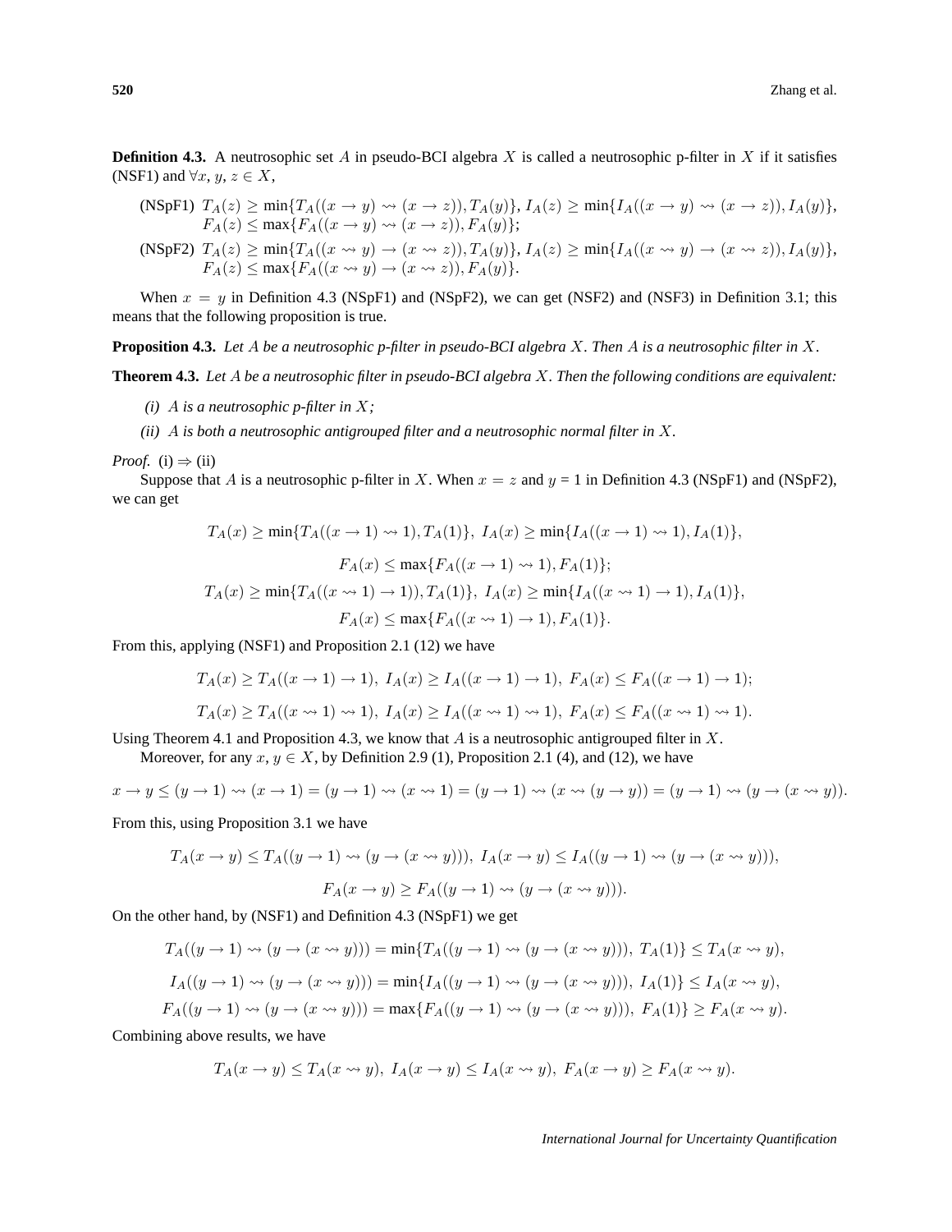**Definition 4.3.** A neutrosophic set $A$ in pseudo-BCI algebra $X$ is called a neutrosophic p-filter in $X$ if it satisfies (NSF1) and $\forall x, y, z \in X$,

(NSpF1) $T_A(z) \geq \min\{T_A((x \to y) \rightsquigarrow (x \to z)), T_A(y)\}$, $I_A(z) \geq \min\{I_A((x \to y) \rightsquigarrow (x \to z)), I_A(y)\}$, $F_A(z) \leq \max\{F_A((x \to y) \rightsquigarrow (x \to z)), F_A(y)\}$;

(NSpF2) $T_A(z) \geq \min\{T_A((x \rightsquigarrow y) \to (x \rightsquigarrow z)), T_A(y)\}$, $I_A(z) \geq \min\{I_A((x \rightsquigarrow y) \to (x \rightsquigarrow z)), I_A(y)\}$, $F_A(z) \leq \max\{F_A((x \rightsquigarrow y) \to (x \rightsquigarrow z)), F_A(y)\}$.

When $x = y$ in Definition 4.3 (NSpF1) and (NSpF2), we can get (NSF2) and (NSF3) in Definition 3.1; this means that the following proposition is true.

**Proposition 4.3.** *Let $A$ be a neutrosophic p-filter in pseudo-BCI algebra $X$. Then $A$ is a neutrosophic filter in $X$.*

**Theorem 4.3.** *Let $A$ be a neutrosophic filter in pseudo-BCI algebra $X$. Then the following conditions are equivalent:*

*(i) $A$ is a neutrosophic p-filter in $X$;*

*(ii) $A$ is both a neutrosophic antigrouped filter and a neutrosophic normal filter in $X$.*

*Proof.* (i) $\Rightarrow$ (ii)

Suppose that $A$ is a neutrosophic p-filter in $X$. When $x = z$ and $y$ = 1 in Definition 4.3 (NSpF1) and (NSpF2), we can get

$$T_A(x) \geq \min\{T_A((x \to 1) \rightsquigarrow 1), T_A(1)\},\ I_A(x) \geq \min\{I_A((x \to 1) \rightsquigarrow 1), I_A(1)\},$$

$$F_A(x) \leq \max\{F_A((x \to 1) \rightsquigarrow 1), F_A(1)\};$$

$$T_A(x) \geq \min\{T_A((x \rightsquigarrow 1) \to 1)), T_A(1)\},\ I_A(x) \geq \min\{I_A((x \rightsquigarrow 1) \to 1), I_A(1)\},$$

$$F_A(x) \leq \max\{F_A((x \rightsquigarrow 1) \to 1), F_A(1)\}.$$

From this, applying (NSF1) and Proposition 2.1 (12) we have

$$T_A(x) \geq T_A((x \to 1) \to 1),\ I_A(x) \geq I_A((x \to 1) \to 1),\ F_A(x) \leq F_A((x \to 1) \to 1);$$

$$T_A(x) \geq T_A((x \rightsquigarrow 1) \rightsquigarrow 1),\ I_A(x) \geq I_A((x \rightsquigarrow 1) \rightsquigarrow 1),\ F_A(x) \leq F_A((x \rightsquigarrow 1) \rightsquigarrow 1).$$

Using Theorem 4.1 and Proposition 4.3, we know that $A$ is a neutrosophic antigrouped filter in $X$.

Moreover, for any $x, y \in X$, by Definition 2.9 (1), Proposition 2.1 (4), and (12), we have

$$x \to y \leq (y \to 1) \rightsquigarrow (x \to 1) = (y \to 1) \rightsquigarrow (x \rightsquigarrow 1) = (y \to 1) \rightsquigarrow (x \rightsquigarrow (y \to y)) = (y \to 1) \rightsquigarrow (y \to (x \rightsquigarrow y)).$$

From this, using Proposition 3.1 we have

$$T_A(x \to y) \leq T_A((y \to 1) \rightsquigarrow (y \to (x \rightsquigarrow y))),\ I_A(x \to y) \leq I_A((y \to 1) \rightsquigarrow (y \to (x \rightsquigarrow y))),$$

$$F_A(x \to y) \geq F_A((y \to 1) \rightsquigarrow (y \to (x \rightsquigarrow y))).$$

On the other hand, by (NSF1) and Definition 4.3 (NSpF1) we get

$$T_A((y \to 1) \rightsquigarrow (y \to (x \rightsquigarrow y))) = \min\{T_A((y \to 1) \rightsquigarrow (y \to (x \rightsquigarrow y))),\ T_A(1)\} \leq T_A(x \rightsquigarrow y),$$

$$I_A((y \to 1) \rightsquigarrow (y \to (x \rightsquigarrow y))) = \min\{I_A((y \to 1) \rightsquigarrow (y \to (x \rightsquigarrow y))),\ I_A(1)\} \leq I_A(x \rightsquigarrow y),$$

$$F_A((y \to 1) \rightsquigarrow (y \to (x \rightsquigarrow y))) = \max\{F_A((y \to 1) \rightsquigarrow (y \to (x \rightsquigarrow y))),\ F_A(1)\} \geq F_A(x \rightsquigarrow y).$$

Combining above results, we have

$$T_A(x \to y) \leq T_A(x \rightsquigarrow y),\ I_A(x \to y) \leq I_A(x \rightsquigarrow y),\ F_A(x \to y) \geq F_A(x \rightsquigarrow y).$$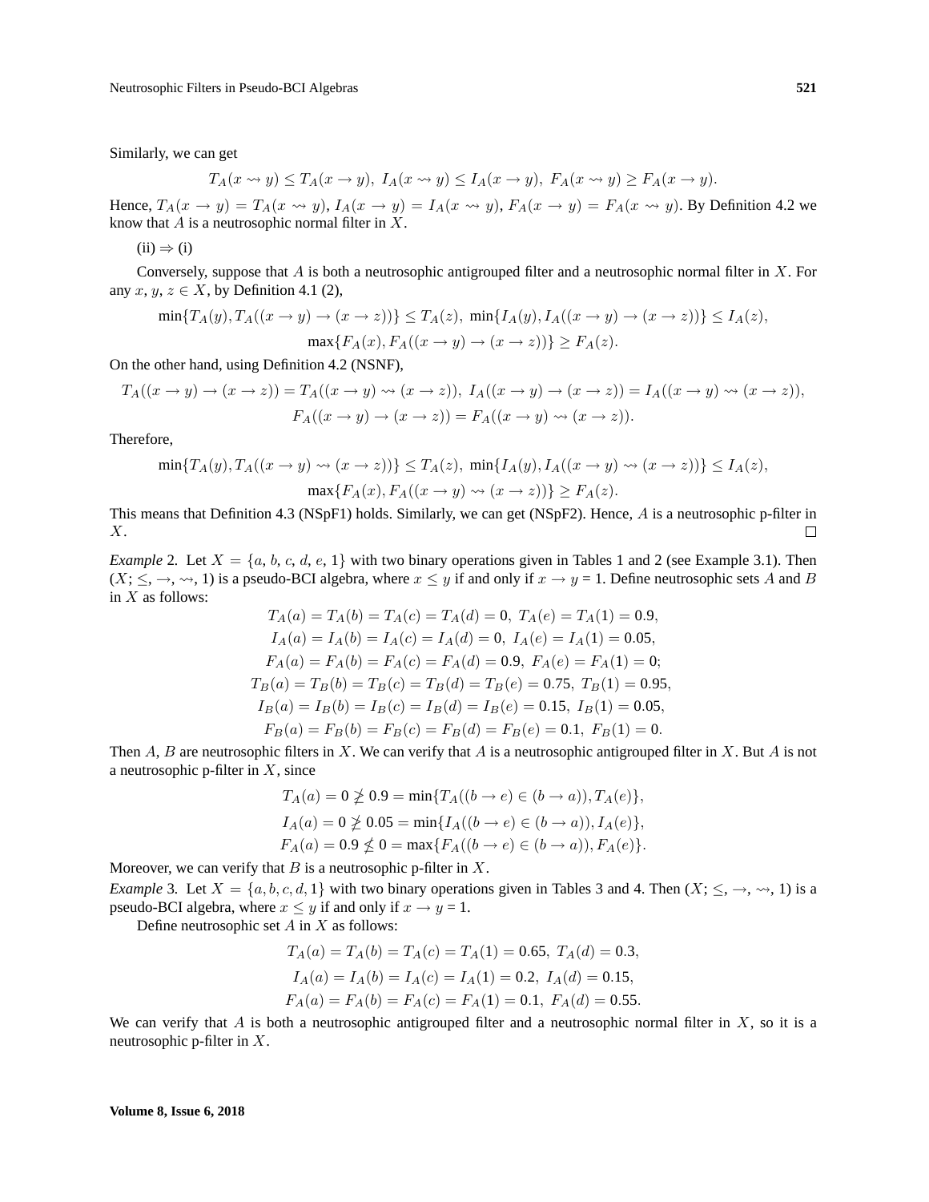Similarly, we can get

$$T_A(x \rightsquigarrow y) \leq T_A(x \to y),\ I_A(x \rightsquigarrow y) \leq I_A(x \to y),\ F_A(x \rightsquigarrow y) \geq F_A(x \to y).$$

Hence, $T_A(x \to y) = T_A(x \rightsquigarrow y)$, $I_A(x \to y) = I_A(x \rightsquigarrow y)$, $F_A(x \to y) = F_A(x \rightsquigarrow y)$. By Definition 4.2 we know that $A$ is a neutrosophic normal filter in $X$.

(ii) $\Rightarrow$ (i)

Conversely, suppose that $A$ is both a neutrosophic antigrouped filter and a neutrosophic normal filter in $X$. For any $x$, $y$, $z \in X$, by Definition 4.1 (2),

$$\min\{T_A(y), T_A((x \to y) \to (x \to z))\} \leq T_A(z),\ \min\{I_A(y), I_A((x \to y) \to (x \to z))\} \leq I_A(z),$$
$$\max\{F_A(x), F_A((x \to y) \to (x \to z))\} \geq F_A(z).$$

On the other hand, using Definition 4.2 (NSNF),

$$T_A((x \to y) \to (x \to z)) = T_A((x \to y) \rightsquigarrow (x \to z)),\ I_A((x \to y) \to (x \to z)) = I_A((x \to y) \rightsquigarrow (x \to z)),$$
$$F_A((x \to y) \to (x \to z)) = F_A((x \to y) \rightsquigarrow (x \to z)).$$

Therefore,

$$\min\{T_A(y), T_A((x \to y) \rightsquigarrow (x \to z))\} \leq T_A(z),\ \min\{I_A(y), I_A((x \to y) \rightsquigarrow (x \to z))\} \leq I_A(z),$$
$$\max\{F_A(x), F_A((x \to y) \rightsquigarrow (x \to z))\} \geq F_A(z).$$

This means that Definition 4.3 (NSpF1) holds. Similarly, we can get (NSpF2). Hence, $A$ is a neutrosophic p-filter in $X$. □

*Example* 2. Let $X = \{a, b, c, d, e, 1\}$ with two binary operations given in Tables 1 and 2 (see Example 3.1). Then $(X; \leq, \to, \rightsquigarrow, 1)$ is a pseudo-BCI algebra, where $x \leq y$ if and only if $x \to y = 1$. Define neutrosophic sets $A$ and $B$ in $X$ as follows:

$$T_A(a) = T_A(b) = T_A(c) = T_A(d) = 0,\ T_A(e) = T_A(1) = 0.9,$$
$$I_A(a) = I_A(b) = I_A(c) = I_A(d) = 0,\ I_A(e) = I_A(1) = 0.05,$$
$$F_A(a) = F_A(b) = F_A(c) = F_A(d) = 0.9,\ F_A(e) = F_A(1) = 0;$$
$$T_B(a) = T_B(b) = T_B(c) = T_B(d) = T_B(e) = 0.75,\ T_B(1) = 0.95,$$
$$I_B(a) = I_B(b) = I_B(c) = I_B(d) = I_B(e) = 0.15,\ I_B(1) = 0.05,$$
$$F_B(a) = F_B(b) = F_B(c) = F_B(d) = F_B(e) = 0.1,\ F_B(1) = 0.$$

Then $A$, $B$ are neutrosophic filters in $X$. We can verify that $A$ is a neutrosophic antigrouped filter in $X$. But $A$ is not a neutrosophic p-filter in $X$, since

$$T_A(a) = 0 \ngeq 0.9 = \min\{T_A((b \to e) \in (b \to a)), T_A(e)\},$$
$$I_A(a) = 0 \ngeq 0.05 = \min\{I_A((b \to e) \in (b \to a)), I_A(e)\},$$
$$F_A(a) = 0.9 \nleq 0 = \max\{F_A((b \to e) \in (b \to a)), F_A(e)\}.$$

Moreover, we can verify that $B$ is a neutrosophic p-filter in $X$.

*Example* 3. Let $X = \{a, b, c, d, 1\}$ with two binary operations given in Tables 3 and 4. Then $(X; \leq, \to, \rightsquigarrow, 1)$ is a pseudo-BCI algebra, where $x \leq y$ if and only if $x \to y = 1$.

Define neutrosophic set $A$ in $X$ as follows:

$$T_A(a) = T_A(b) = T_A(c) = T_A(1) = 0.65,\ T_A(d) = 0.3,$$
$$I_A(a) = I_A(b) = I_A(c) = I_A(1) = 0.2,\ I_A(d) = 0.15,$$
$$F_A(a) = F_A(b) = F_A(c) = F_A(1) = 0.1,\ F_A(d) = 0.55.$$

We can verify that $A$ is both a neutrosophic antigrouped filter and a neutrosophic normal filter in $X$, so it is a neutrosophic p-filter in $X$.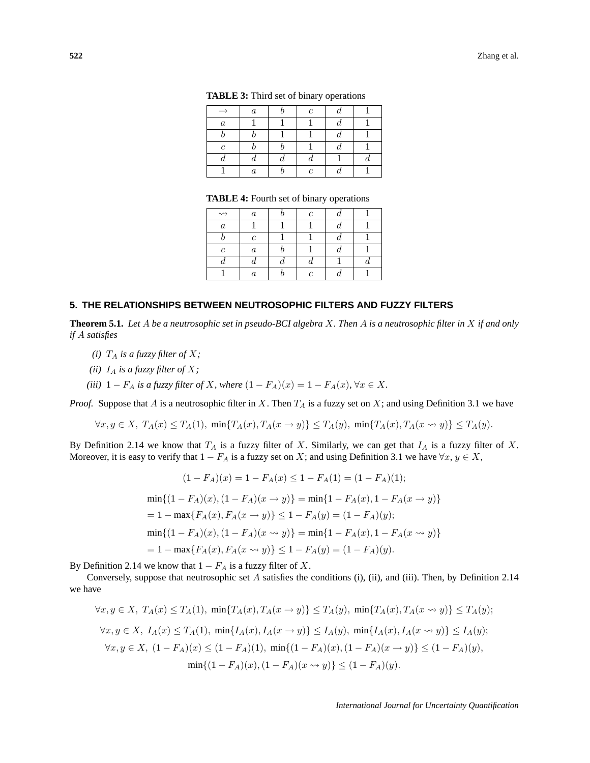**TABLE 3:** Third set of binary operations

| $\rightarrow$ | $a$ | $b$ | $c$ | $d$ | 1 |
|---|---|---|---|---|---|
| $a$ | 1 | 1 | 1 | $d$ | 1 |
| $b$ | $b$ | 1 | 1 | $d$ | 1 |
| $c$ | $b$ | $b$ | 1 | $d$ | 1 |
| $d$ | $d$ | $d$ | $d$ | 1 | $d$ |
| 1 | $a$ | $b$ | $c$ | $d$ | 1 |

**TABLE 4:** Fourth set of binary operations

| $\rightsquigarrow$ | $a$ | $b$ | $c$ | $d$ | 1 |
|---|---|---|---|---|---|
| $a$ | 1 | 1 | 1 | $d$ | 1 |
| $b$ | $c$ | 1 | 1 | $d$ | 1 |
| $c$ | $a$ | $b$ | 1 | $d$ | 1 |
| $d$ | $d$ | $d$ | $d$ | 1 | $d$ |
| 1 | $a$ | $b$ | $c$ | $d$ | 1 |

## 5. THE RELATIONSHIPS BETWEEN NEUTROSOPHIC FILTERS AND FUZZY FILTERS

**Theorem 5.1.** *Let $A$ be a neutrosophic set in pseudo-BCI algebra $X$. Then $A$ is a neutrosophic filter in $X$ if and only if $A$ satisfies*

*(i) $T_A$ is a fuzzy filter of $X$;*

*(ii) $I_A$ is a fuzzy filter of $X$;*

*(iii) $1 - F_A$ is a fuzzy filter of $X$, where $(1 - F_A)(x) = 1 - F_A(x), \forall x \in X$.*

*Proof.* Suppose that $A$ is a neutrosophic filter in $X$. Then $T_A$ is a fuzzy set on $X$; and using Definition 3.1 we have

$$\forall x, y \in X,\ T_A(x) \leq T_A(1),\ \min\{T_A(x), T_A(x \rightarrow y)\} \leq T_A(y),\ \min\{T_A(x), T_A(x \rightsquigarrow y)\} \leq T_A(y).$$

By Definition 2.14 we know that $T_A$ is a fuzzy filter of $X$. Similarly, we can get that $I_A$ is a fuzzy filter of $X$. Moreover, it is easy to verify that $1 - F_A$ is a fuzzy set on $X$; and using Definition 3.1 we have $\forall x, y \in X$,

$$(1 - F_A)(x) = 1 - F_A(x) \leq 1 - F_A(1) = (1 - F_A)(1);$$

$$\min\{(1 - F_A)(x), (1 - F_A)(x \rightarrow y)\} = \min\{1 - F_A(x), 1 - F_A(x \rightarrow y)\}$$
$$= 1 - \max\{F_A(x), F_A(x \rightarrow y)\} \leq 1 - F_A(y) = (1 - F_A)(y);$$
$$\min\{(1 - F_A)(x), (1 - F_A)(x \rightsquigarrow y)\} = \min\{1 - F_A(x), 1 - F_A(x \rightsquigarrow y)\}$$
$$= 1 - \max\{F_A(x), F_A(x \rightsquigarrow y)\} \leq 1 - F_A(y) = (1 - F_A)(y).$$

By Definition 2.14 we know that $1 - F_A$ is a fuzzy filter of $X$.

Conversely, suppose that neutrosophic set $A$ satisfies the conditions (i), (ii), and (iii). Then, by Definition 2.14 we have

$$\forall x, y \in X,\ T_A(x) \leq T_A(1),\ \min\{T_A(x), T_A(x \rightarrow y)\} \leq T_A(y),\ \min\{T_A(x), T_A(x \rightsquigarrow y)\} \leq T_A(y);$$

$$\forall x, y \in X,\ I_A(x) \leq T_A(1),\ \min\{I_A(x), I_A(x \rightarrow y)\} \leq I_A(y),\ \min\{I_A(x), I_A(x \rightsquigarrow y)\} \leq I_A(y);$$

$$\forall x, y \in X,\ (1 - F_A)(x) \leq (1 - F_A)(1),\ \min\{(1 - F_A)(x), (1 - F_A)(x \rightarrow y)\} \leq (1 - F_A)(y),$$
$$\min\{(1 - F_A)(x), (1 - F_A)(x \rightsquigarrow y)\} \leq (1 - F_A)(y).$$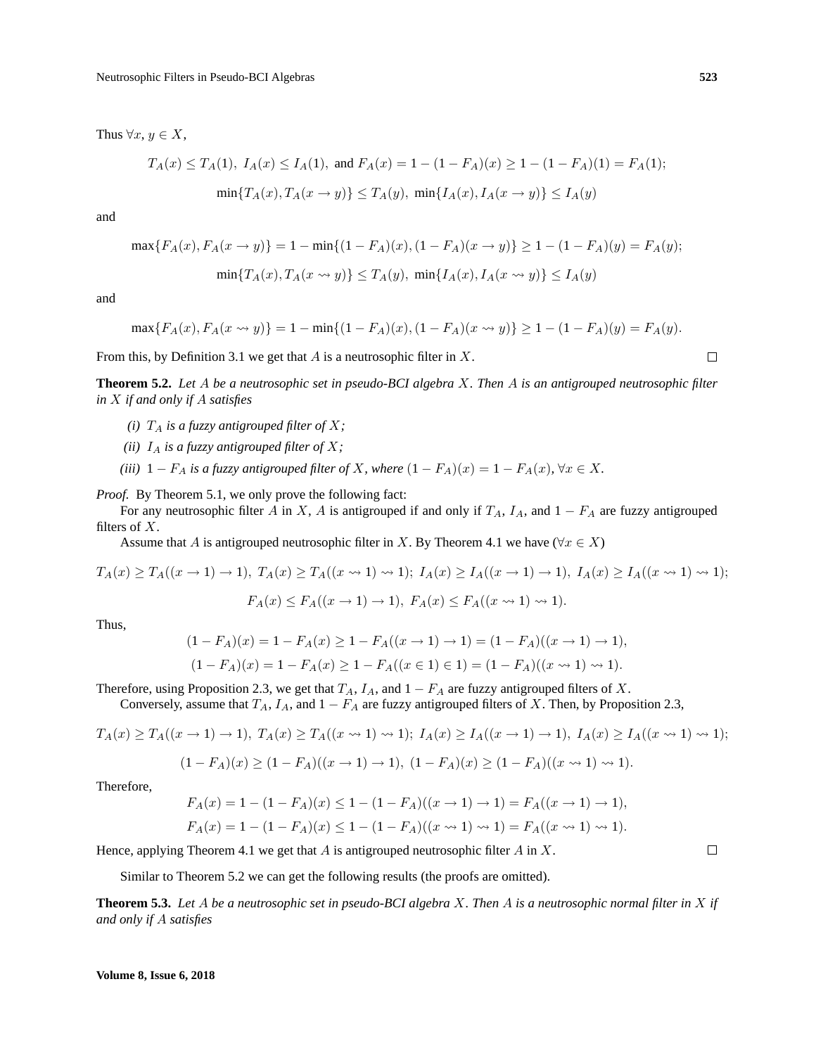Thus $\forall x, y \in X$,

$$T_A(x) \leq T_A(1),\ I_A(x) \leq I_A(1),\ \text{and } F_A(x) = 1-(1-F_A)(x) \geq 1-(1-F_A)(1) = F_A(1);$$

$$\min\{T_A(x), T_A(x \to y)\} \leq T_A(y),\ \min\{I_A(x), I_A(x \to y)\} \leq I_A(y)$$

and

$$\max\{F_A(x), F_A(x \to y)\} = 1 - \min\{(1-F_A)(x), (1-F_A)(x \to y)\} \geq 1-(1-F_A)(y) = F_A(y);$$

$$\min\{T_A(x), T_A(x \rightsquigarrow y)\} \leq T_A(y),\ \min\{I_A(x), I_A(x \rightsquigarrow y)\} \leq I_A(y)$$

and

$$\max\{F_A(x), F_A(x \rightsquigarrow y)\} = 1 - \min\{(1-F_A)(x), (1-F_A)(x \rightsquigarrow y)\} \geq 1-(1-F_A)(y) = F_A(y).$$

From this, by Definition 3.1 we get that $A$ is a neutrosophic filter in $X$. □

**Theorem 5.2.** *Let $A$ be a neutrosophic set in pseudo-BCI algebra $X$. Then $A$ is an antigrouped neutrosophic filter in $X$ if and only if $A$ satisfies*

*(i) $T_A$ is a fuzzy antigrouped filter of $X$;*

*(ii) $I_A$ is a fuzzy antigrouped filter of $X$;*

*(iii) $1 - F_A$ is a fuzzy antigrouped filter of $X$, where $(1-F_A)(x) = 1 - F_A(x), \forall x \in X$.*

*Proof.* By Theorem 5.1, we only prove the following fact:

For any neutrosophic filter $A$ in $X$, $A$ is antigrouped if and only if $T_A$, $I_A$, and $1 - F_A$ are fuzzy antigrouped filters of $X$.

Assume that $A$ is antigrouped neutrosophic filter in $X$. By Theorem 4.1 we have ($\forall x \in X$)

$$T_A(x) \geq T_A((x \to 1) \to 1),\ T_A(x) \geq T_A((x \rightsquigarrow 1) \rightsquigarrow 1);\ I_A(x) \geq I_A((x \to 1) \to 1),\ I_A(x) \geq I_A((x \rightsquigarrow 1) \rightsquigarrow 1);$$

$$F_A(x) \leq F_A((x \to 1) \to 1),\ F_A(x) \leq F_A((x \rightsquigarrow 1) \rightsquigarrow 1).$$

Thus,

$$(1-F_A)(x) = 1 - F_A(x) \geq 1 - F_A((x \to 1) \to 1) = (1-F_A)((x \to 1) \to 1),$$
$$(1-F_A)(x) = 1 - F_A(x) \geq 1 - F_A((x \in 1) \in 1) = (1-F_A)((x \rightsquigarrow 1) \rightsquigarrow 1).$$

Therefore, using Proposition 2.3, we get that $T_A$, $I_A$, and $1 - F_A$ are fuzzy antigrouped filters of $X$.

Conversely, assume that $T_A$, $I_A$, and $1 - F_A$ are fuzzy antigrouped filters of $X$. Then, by Proposition 2.3,

$$T_A(x) \geq T_A((x \to 1) \to 1),\ T_A(x) \geq T_A((x \rightsquigarrow 1) \rightsquigarrow 1);\ I_A(x) \geq I_A((x \to 1) \to 1),\ I_A(x) \geq I_A((x \rightsquigarrow 1) \rightsquigarrow 1);$$

$$(1-F_A)(x) \geq (1-F_A)((x \to 1) \to 1),\ (1-F_A)(x) \geq (1-F_A)((x \rightsquigarrow 1) \rightsquigarrow 1).$$

Therefore,

$$F_A(x) = 1 - (1-F_A)(x) \leq 1 - (1-F_A)((x \to 1) \to 1) = F_A((x \to 1) \to 1),$$
$$F_A(x) = 1 - (1-F_A)(x) \leq 1 - (1-F_A)((x \rightsquigarrow 1) \rightsquigarrow 1) = F_A((x \rightsquigarrow 1) \rightsquigarrow 1).$$

Hence, applying Theorem 4.1 we get that $A$ is antigrouped neutrosophic filter $A$ in $X$. □

Similar to Theorem 5.2 we can get the following results (the proofs are omitted).

**Theorem 5.3.** *Let $A$ be a neutrosophic set in pseudo-BCI algebra $X$. Then $A$ is a neutrosophic normal filter in $X$ if and only if $A$ satisfies*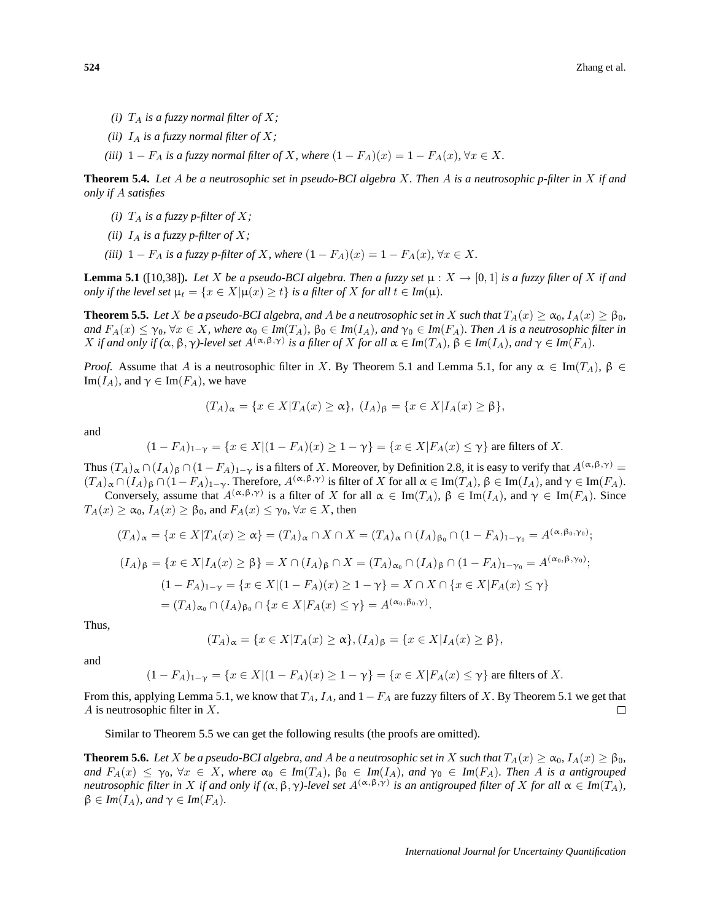*(i)* $T_A$ *is a fuzzy normal filter of* $X$*;*

*(ii)* $I_A$ *is a fuzzy normal filter of* $X$*;*

*(iii)* $1 - F_A$ *is a fuzzy normal filter of* $X$*, where* $(1 - F_A)(x) = 1 - F_A(x), \forall x \in X$.

**Theorem 5.4.** *Let* $A$ *be a neutrosophic set in pseudo-BCI algebra* $X$*. Then* $A$ *is a neutrosophic p-filter in* $X$ *if and only if* $A$ *satisfies*

*(i)* $T_A$ *is a fuzzy p-filter of* $X$*;*

*(ii)* $I_A$ *is a fuzzy p-filter of* $X$*;*

*(iii)* $1 - F_A$ *is a fuzzy p-filter of* $X$*, where* $(1 - F_A)(x) = 1 - F_A(x), \forall x \in X$.

**Lemma 5.1** ([10,38]). *Let* $X$ *be a pseudo-BCI algebra. Then a fuzzy set* $\mu : X \to [0, 1]$ *is a fuzzy filter of* $X$ *if and only if the level set* $\mu_t = \{x \in X | \mu(x) \geq t\}$ *is a filter of* $X$ *for all* $t \in Im(\mu)$.

**Theorem 5.5.** *Let* $X$ *be a pseudo-BCI algebra, and* $A$ *be a neutrosophic set in* $X$ *such that* $T_A(x) \geq \alpha_0$, $I_A(x) \geq \beta_0$, *and* $F_A(x) \leq \gamma_0$, $\forall x \in X$*, where* $\alpha_0 \in Im(T_A)$, $\beta_0 \in Im(I_A)$*, and* $\gamma_0 \in Im(F_A)$*. Then* $A$ *is a neutrosophic filter in* $X$ *if and only if* $(\alpha, \beta, \gamma)$*-level set* $A^{(\alpha,\beta,\gamma)}$ *is a filter of* $X$ *for all* $\alpha \in Im(T_A)$, $\beta \in Im(I_A)$*, and* $\gamma \in Im(F_A)$.

*Proof.* Assume that $A$ is a neutrosophic filter in $X$. By Theorem 5.1 and Lemma 5.1, for any $\alpha \in \text{Im}(T_A)$, $\beta \in \text{Im}(I_A)$, and $\gamma \in \text{Im}(F_A)$, we have

$$(T_A)_\alpha = \{x \in X | T_A(x) \geq \alpha\},\ (I_A)_\beta = \{x \in X | I_A(x) \geq \beta\},$$

and

$$(1 - F_A)_{1-\gamma} = \{x \in X | (1 - F_A)(x) \geq 1 - \gamma\} = \{x \in X | F_A(x) \leq \gamma\} \text{ are filters of } X.$$

Thus $(T_A)_\alpha \cap (I_A)_\beta \cap (1 - F_A)_{1-\gamma}$ is a filters of $X$. Moreover, by Definition 2.8, it is easy to verify that $A^{(\alpha,\beta,\gamma)} = (T_A)_\alpha \cap (I_A)_\beta \cap (1 - F_A)_{1-\gamma}$. Therefore, $A^{(\alpha,\beta,\gamma)}$ is filter of $X$ for all $\alpha \in \text{Im}(T_A)$, $\beta \in \text{Im}(I_A)$, and $\gamma \in \text{Im}(F_A)$.

Conversely, assume that $A^{(\alpha,\beta,\gamma)}$ is a filter of $X$ for all $\alpha \in \text{Im}(T_A)$, $\beta \in \text{Im}(I_A)$, and $\gamma \in \text{Im}(F_A)$. Since $T_A(x) \geq \alpha_0$, $I_A(x) \geq \beta_0$, and $F_A(x) \leq \gamma_0$, $\forall x \in X$, then

$$(T_A)_\alpha = \{x \in X | T_A(x) \geq \alpha\} = (T_A)_\alpha \cap X \cap X = (T_A)_\alpha \cap (I_A)_{\beta_0} \cap (1 - F_A)_{1-\gamma_0} = A^{(\alpha,\beta_0,\gamma_0)};$$

$$(I_A)_\beta = \{x \in X | I_A(x) \geq \beta\} = X \cap (I_A)_\beta \cap X = (T_A)_{\alpha_0} \cap (I_A)_\beta \cap (1 - F_A)_{1-\gamma_0} = A^{(\alpha_0,\beta,\gamma_0)};$$

$$(1 - F_A)_{1-\gamma} = \{x \in X | (1 - F_A)(x) \geq 1 - \gamma\} = X \cap X \cap \{x \in X | F_A(x) \leq \gamma\}$$
$$= (T_A)_{\alpha_0} \cap (I_A)_{\beta_0} \cap \{x \in X | F_A(x) \leq \gamma\} = A^{(\alpha_0,\beta_0,\gamma)}.$$

Thus,

$$(T_A)_\alpha = \{x \in X | T_A(x) \geq \alpha\}, (I_A)_\beta = \{x \in X | I_A(x) \geq \beta\},$$

and

$$(1 - F_A)_{1-\gamma} = \{x \in X | (1 - F_A)(x) \geq 1 - \gamma\} = \{x \in X | F_A(x) \leq \gamma\} \text{ are filters of } X.$$

From this, applying Lemma 5.1, we know that $T_A$, $I_A$, and $1 - F_A$ are fuzzy filters of $X$. By Theorem 5.1 we get that $A$ is neutrosophic filter in $X$. □

Similar to Theorem 5.5 we can get the following results (the proofs are omitted).

**Theorem 5.6.** *Let* $X$ *be a pseudo-BCI algebra, and* $A$ *be a neutrosophic set in* $X$ *such that* $T_A(x) \geq \alpha_0$, $I_A(x) \geq \beta_0$, *and* $F_A(x) \leq \gamma_0$, $\forall x \in X$*, where* $\alpha_0 \in Im(T_A)$, $\beta_0 \in Im(I_A)$*, and* $\gamma_0 \in Im(F_A)$*. Then* $A$ *is a antigrouped neutrosophic filter in* $X$ *if and only if* $(\alpha, \beta, \gamma)$*-level set* $A^{(\alpha,\beta,\gamma)}$ *is an antigrouped filter of* $X$ *for all* $\alpha \in Im(T_A)$, $\beta \in Im(I_A)$*, and* $\gamma \in Im(F_A)$.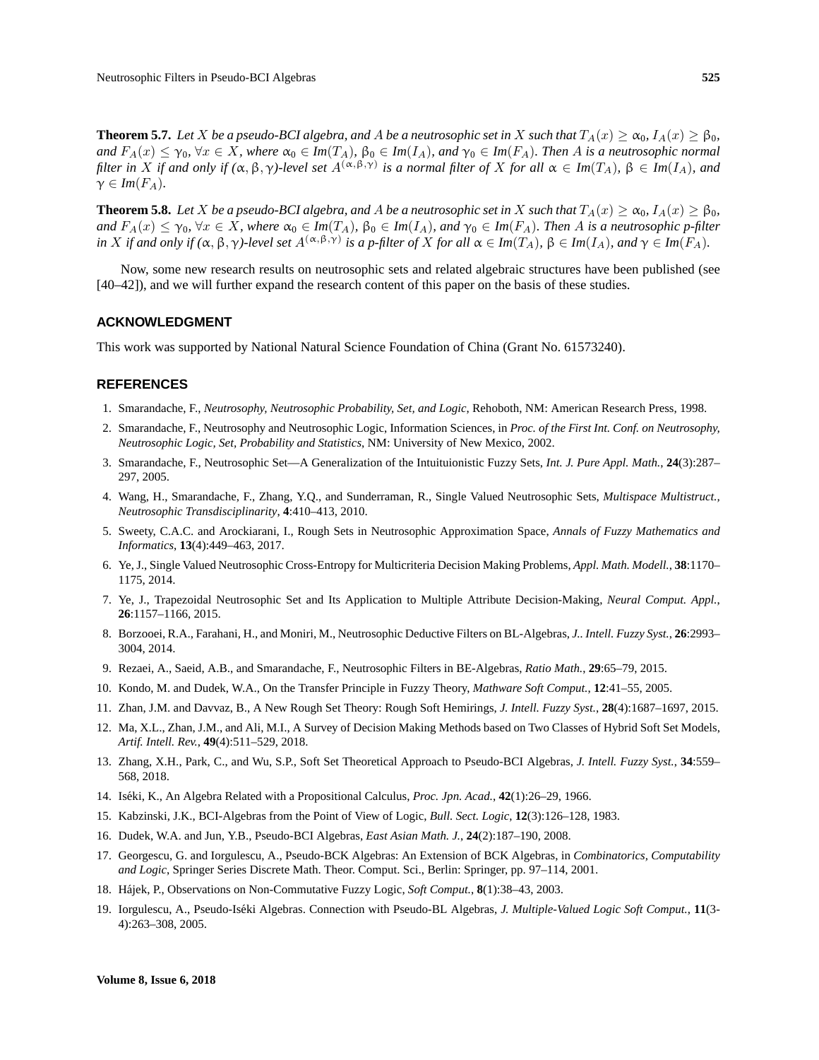**Theorem 5.7.** *Let $X$ be a pseudo-BCI algebra, and $A$ be a neutrosophic set in $X$ such that $T_A(x) \geq \alpha_0$, $I_A(x) \geq \beta_0$, and $F_A(x) \leq \gamma_0$, $\forall x \in X$, where $\alpha_0 \in Im(T_A)$, $\beta_0 \in Im(I_A)$, and $\gamma_0 \in Im(F_A)$. Then $A$ is a neutrosophic normal filter in $X$ if and only if $(\alpha, \beta, \gamma)$-level set $A^{(\alpha,\beta,\gamma)}$ is a normal filter of $X$ for all $\alpha \in Im(T_A)$, $\beta \in Im(I_A)$, and $\gamma \in Im(F_A)$.*

**Theorem 5.8.** *Let $X$ be a pseudo-BCI algebra, and $A$ be a neutrosophic set in $X$ such that $T_A(x) \geq \alpha_0$, $I_A(x) \geq \beta_0$, and $F_A(x) \leq \gamma_0$, $\forall x \in X$, where $\alpha_0 \in Im(T_A)$, $\beta_0 \in Im(I_A)$, and $\gamma_0 \in Im(F_A)$. Then $A$ is a neutrosophic p-filter in $X$ if and only if $(\alpha, \beta, \gamma)$-level set $A^{(\alpha,\beta,\gamma)}$ is a p-filter of $X$ for all $\alpha \in Im(T_A)$, $\beta \in Im(I_A)$, and $\gamma \in Im(F_A)$.*

Now, some new research results on neutrosophic sets and related algebraic structures have been published (see [40–42]), and we will further expand the research content of this paper on the basis of these studies.

## ACKNOWLEDGMENT

This work was supported by National Natural Science Foundation of China (Grant No. 61573240).

## REFERENCES

1. Smarandache, F., *Neutrosophy, Neutrosophic Probability, Set, and Logic*, Rehoboth, NM: American Research Press, 1998.
2. Smarandache, F., Neutrosophy and Neutrosophic Logic, Information Sciences, in *Proc. of the First Int. Conf. on Neutrosophy, Neutrosophic Logic, Set, Probability and Statistics*, NM: University of New Mexico, 2002.
3. Smarandache, F., Neutrosophic Set—A Generalization of the Intuituionistic Fuzzy Sets, *Int. J. Pure Appl. Math.*, **24**(3):287–297, 2005.
4. Wang, H., Smarandache, F., Zhang, Y.Q., and Sunderraman, R., Single Valued Neutrosophic Sets, *Multispace Multistruct., Neutrosophic Transdisciplinarity*, **4**:410–413, 2010.
5. Sweety, C.A.C. and Arockiarani, I., Rough Sets in Neutrosophic Approximation Space, *Annals of Fuzzy Mathematics and Informatics*, **13**(4):449–463, 2017.
6. Ye, J., Single Valued Neutrosophic Cross-Entropy for Multicriteria Decision Making Problems, *Appl. Math. Modell.*, **38**:1170–1175, 2014.
7. Ye, J., Trapezoidal Neutrosophic Set and Its Application to Multiple Attribute Decision-Making, *Neural Comput. Appl.*, **26**:1157–1166, 2015.
8. Borzooei, R.A., Farahani, H., and Moniri, M., Neutrosophic Deductive Filters on BL-Algebras, *J.. Intell. Fuzzy Syst.*, **26**:2993–3004, 2014.
9. Rezaei, A., Saeid, A.B., and Smarandache, F., Neutrosophic Filters in BE-Algebras, *Ratio Math.*, **29**:65–79, 2015.
10. Kondo, M. and Dudek, W.A., On the Transfer Principle in Fuzzy Theory, *Mathware Soft Comput.*, **12**:41–55, 2005.
11. Zhan, J.M. and Davvaz, B., A New Rough Set Theory: Rough Soft Hemirings, *J. Intell. Fuzzy Syst.*, **28**(4):1687–1697, 2015.
12. Ma, X.L., Zhan, J.M., and Ali, M.I., A Survey of Decision Making Methods based on Two Classes of Hybrid Soft Set Models, *Artif. Intell. Rev.*, **49**(4):511–529, 2018.
13. Zhang, X.H., Park, C., and Wu, S.P., Soft Set Theoretical Approach to Pseudo-BCI Algebras, *J. Intell. Fuzzy Syst.*, **34**:559–568, 2018.
14. Iséki, K., An Algebra Related with a Propositional Calculus, *Proc. Jpn. Acad.*, **42**(1):26–29, 1966.
15. Kabzinski, J.K., BCI-Algebras from the Point of View of Logic, *Bull. Sect. Logic*, **12**(3):126–128, 1983.
16. Dudek, W.A. and Jun, Y.B., Pseudo-BCI Algebras, *East Asian Math. J.*, **24**(2):187–190, 2008.
17. Georgescu, G. and Iorgulescu, A., Pseudo-BCK Algebras: An Extension of BCK Algebras, in *Combinatorics, Computability and Logic*, Springer Series Discrete Math. Theor. Comput. Sci., Berlin: Springer, pp. 97–114, 2001.
18. Hájek, P., Observations on Non-Commutative Fuzzy Logic, *Soft Comput.*, **8**(1):38–43, 2003.
19. Iorgulescu, A., Pseudo-Iséki Algebras. Connection with Pseudo-BL Algebras, *J. Multiple-Valued Logic Soft Comput.*, **11**(3-4):263–308, 2005.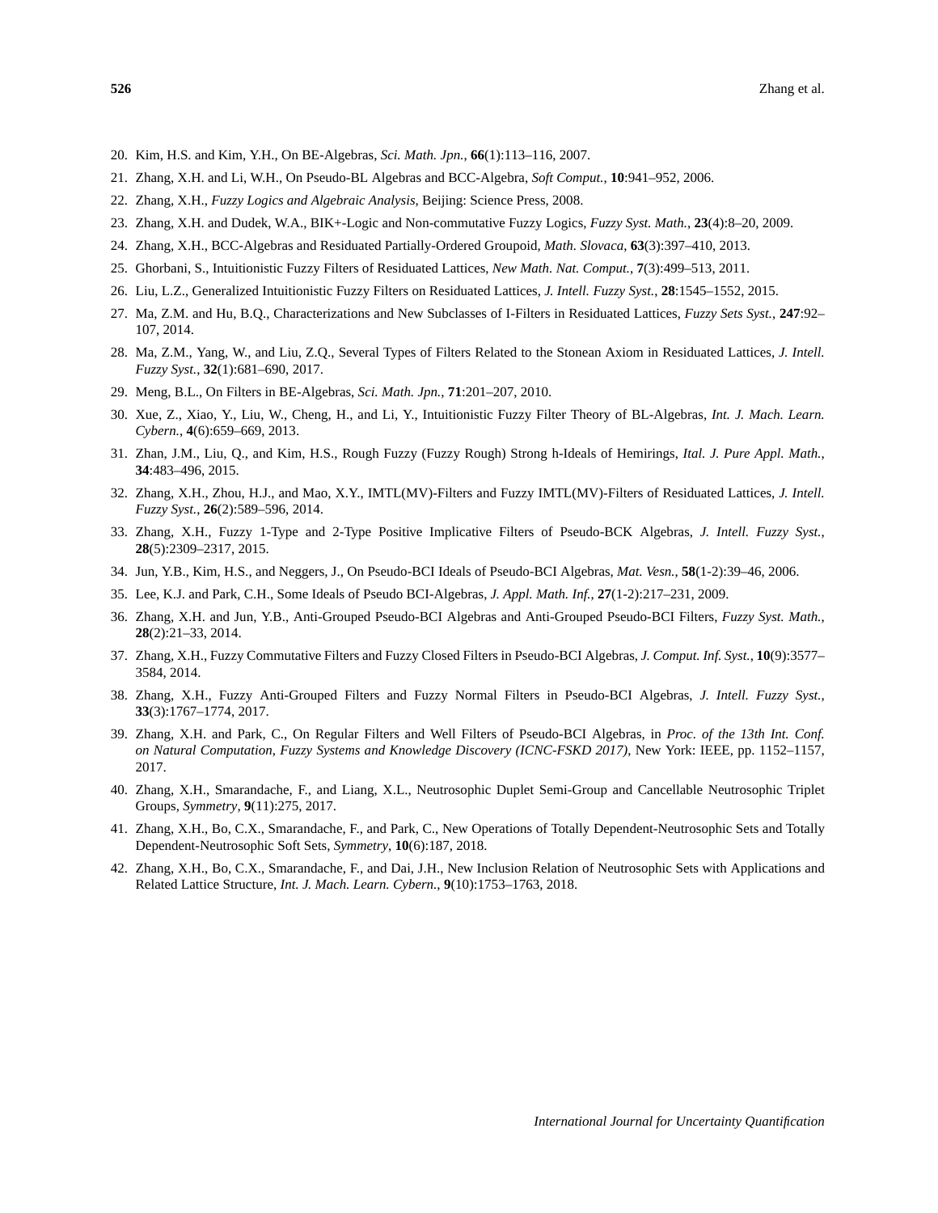20. Kim, H.S. and Kim, Y.H., On BE-Algebras, *Sci. Math. Jpn.*, **66**(1):113–116, 2007.
21. Zhang, X.H. and Li, W.H., On Pseudo-BL Algebras and BCC-Algebra, *Soft Comput.*, **10**:941–952, 2006.
22. Zhang, X.H., *Fuzzy Logics and Algebraic Analysis*, Beijing: Science Press, 2008.
23. Zhang, X.H. and Dudek, W.A., BIK+-Logic and Non-commutative Fuzzy Logics, *Fuzzy Syst. Math.*, **23**(4):8–20, 2009.
24. Zhang, X.H., BCC-Algebras and Residuated Partially-Ordered Groupoid, *Math. Slovaca*, **63**(3):397–410, 2013.
25. Ghorbani, S., Intuitionistic Fuzzy Filters of Residuated Lattices, *New Math. Nat. Comput.*, **7**(3):499–513, 2011.
26. Liu, L.Z., Generalized Intuitionistic Fuzzy Filters on Residuated Lattices, *J. Intell. Fuzzy Syst.*, **28**:1545–1552, 2015.
27. Ma, Z.M. and Hu, B.Q., Characterizations and New Subclasses of I-Filters in Residuated Lattices, *Fuzzy Sets Syst.*, **247**:92–107, 2014.
28. Ma, Z.M., Yang, W., and Liu, Z.Q., Several Types of Filters Related to the Stonean Axiom in Residuated Lattices, *J. Intell. Fuzzy Syst.*, **32**(1):681–690, 2017.
29. Meng, B.L., On Filters in BE-Algebras, *Sci. Math. Jpn.*, **71**:201–207, 2010.
30. Xue, Z., Xiao, Y., Liu, W., Cheng, H., and Li, Y., Intuitionistic Fuzzy Filter Theory of BL-Algebras, *Int. J. Mach. Learn. Cybern.*, **4**(6):659–669, 2013.
31. Zhan, J.M., Liu, Q., and Kim, H.S., Rough Fuzzy (Fuzzy Rough) Strong h-Ideals of Hemirings, *Ital. J. Pure Appl. Math.*, **34**:483–496, 2015.
32. Zhang, X.H., Zhou, H.J., and Mao, X.Y., IMTL(MV)-Filters and Fuzzy IMTL(MV)-Filters of Residuated Lattices, *J. Intell. Fuzzy Syst.*, **26**(2):589–596, 2014.
33. Zhang, X.H., Fuzzy 1-Type and 2-Type Positive Implicative Filters of Pseudo-BCK Algebras, *J. Intell. Fuzzy Syst.*, **28**(5):2309–2317, 2015.
34. Jun, Y.B., Kim, H.S., and Neggers, J., On Pseudo-BCI Ideals of Pseudo-BCI Algebras, *Mat. Vesn.*, **58**(1-2):39–46, 2006.
35. Lee, K.J. and Park, C.H., Some Ideals of Pseudo BCI-Algebras, *J. Appl. Math. Inf.*, **27**(1-2):217–231, 2009.
36. Zhang, X.H. and Jun, Y.B., Anti-Grouped Pseudo-BCI Algebras and Anti-Grouped Pseudo-BCI Filters, *Fuzzy Syst. Math.*, **28**(2):21–33, 2014.
37. Zhang, X.H., Fuzzy Commutative Filters and Fuzzy Closed Filters in Pseudo-BCI Algebras, *J. Comput. Inf. Syst.*, **10**(9):3577–3584, 2014.
38. Zhang, X.H., Fuzzy Anti-Grouped Filters and Fuzzy Normal Filters in Pseudo-BCI Algebras, *J. Intell. Fuzzy Syst.*, **33**(3):1767–1774, 2017.
39. Zhang, X.H. and Park, C., On Regular Filters and Well Filters of Pseudo-BCI Algebras, in *Proc. of the 13th Int. Conf. on Natural Computation, Fuzzy Systems and Knowledge Discovery (ICNC-FSKD 2017)*, New York: IEEE, pp. 1152–1157, 2017.
40. Zhang, X.H., Smarandache, F., and Liang, X.L., Neutrosophic Duplet Semi-Group and Cancellable Neutrosophic Triplet Groups, *Symmetry*, **9**(11):275, 2017.
41. Zhang, X.H., Bo, C.X., Smarandache, F., and Park, C., New Operations of Totally Dependent-Neutrosophic Sets and Totally Dependent-Neutrosophic Soft Sets, *Symmetry*, **10**(6):187, 2018.
42. Zhang, X.H., Bo, C.X., Smarandache, F., and Dai, J.H., New Inclusion Relation of Neutrosophic Sets with Applications and Related Lattice Structure, *Int. J. Mach. Learn. Cybern.*, **9**(10):1753–1763, 2018.